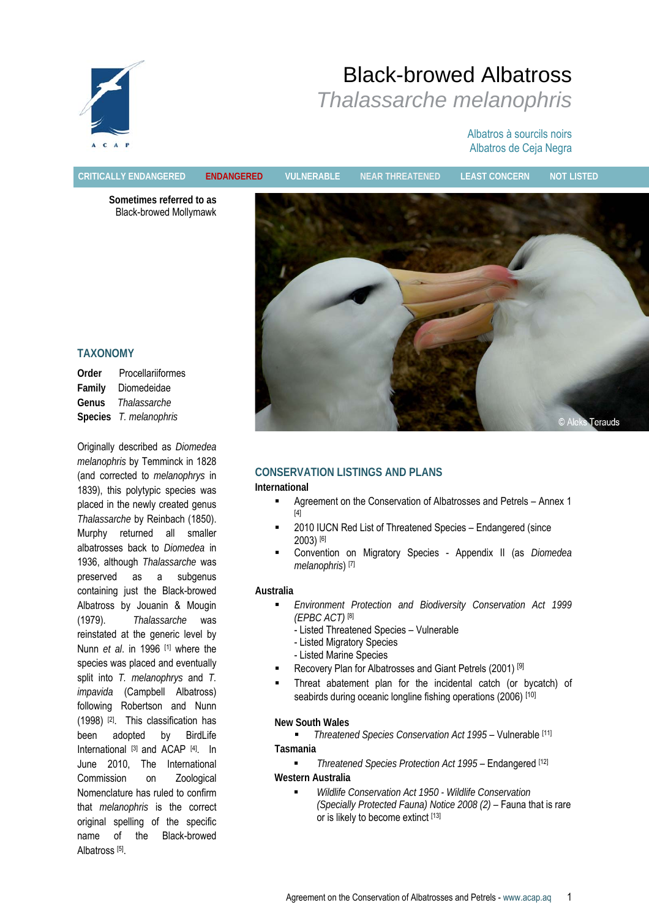# Black-browed Albatross

## *Thalassarche melanophris*

Albatros à sourcils noirs
Albatros de Ceja Negra

CRITICALLY ENDANGERED | **ENDANGERED** | VULNERABLE | NEAR THREATENED | LEAST CONCERN | NOT LISTED

**Sometimes referred to as**
Black-browed Mollymawk

© Aleks Terauds

## TAXONOMY

**Order** Procellariiformes
**Family** Diomedeidae
**Genus** *Thalassarche*
**Species** *T. melanophris*

Originally described as *Diomedea melanophris* by Temminck in 1828 (and corrected to *melanophrys* in 1839), this polytypic species was placed in the newly created genus *Thalassarche* by Reinbach (1850). Murphy returned all smaller albatrosses back to *Diomedea* in 1936, although *Thalassarche* was preserved as a subgenus containing just the Black-browed Albatross by Jouanin & Mougin (1979). *Thalassarche* was reinstated at the generic level by Nunn *et al*. in 1996 [1] where the species was placed and eventually split into *T. melanophrys* and *T. impavida* (Campbell Albatross) following Robertson and Nunn (1998) [2]. This classification has been adopted by BirdLife International [3] and ACAP [4]. In June 2010, The International Commission on Zoological Nomenclature has ruled to confirm that *melanophris* is the correct original spelling of the specific name of the Black-browed Albatross [5].

## CONSERVATION LISTINGS AND PLANS

**International**

- Agreement on the Conservation of Albatrosses and Petrels – Annex 1 [4]
- 2010 IUCN Red List of Threatened Species – Endangered (since 2003) [6]
- Convention on Migratory Species - Appendix II (as *Diomedea melanophris*) [7]

**Australia**

- *Environment Protection and Biodiversity Conservation Act 1999 (EPBC ACT)* [8]
  - Listed Threatened Species – Vulnerable
  - Listed Migratory Species
  - Listed Marine Species
- Recovery Plan for Albatrosses and Giant Petrels (2001) [9]
- Threat abatement plan for the incidental catch (or bycatch) of seabirds during oceanic longline fishing operations (2006) [10]

**New South Wales**

- *Threatened Species Conservation Act 1995* – Vulnerable [11]

**Tasmania**

- *Threatened Species Protection Act 1995* – Endangered [12]

**Western Australia**

- *Wildlife Conservation Act 1950 - Wildlife Conservation (Specially Protected Fauna) Notice 2008 (2)* – Fauna that is rare or is likely to become extinct [13]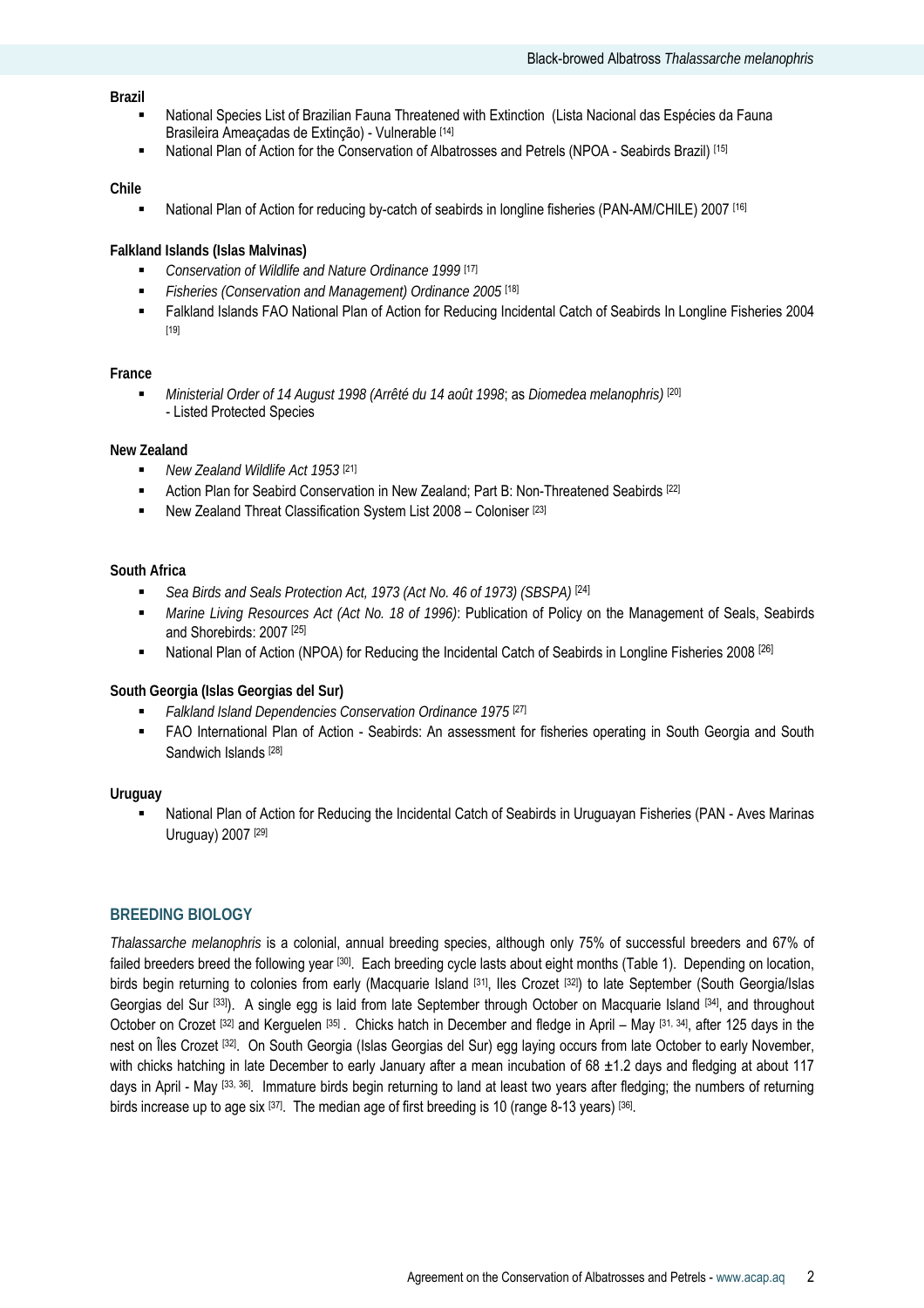**Brazil**

- National Species List of Brazilian Fauna Threatened with Extinction (Lista Nacional das Espécies da Fauna Brasileira Ameaçadas de Extinção) - Vulnerable [14]
- National Plan of Action for the Conservation of Albatrosses and Petrels (NPOA - Seabirds Brazil) [15]

**Chile**

- National Plan of Action for reducing by-catch of seabirds in longline fisheries (PAN-AM/CHILE) 2007 [16]

**Falkland Islands (Islas Malvinas)**

- *Conservation of Wildlife and Nature Ordinance 1999* [17]
- *Fisheries (Conservation and Management) Ordinance 2005* [18]
- Falkland Islands FAO National Plan of Action for Reducing Incidental Catch of Seabirds In Longline Fisheries 2004 [19]

**France**

- *Ministerial Order of 14 August 1998 (Arrêté du 14 août 1998*; as *Diomedea melanophris)* [20] - Listed Protected Species

**New Zealand**

- *New Zealand Wildlife Act 1953* [21]
- Action Plan for Seabird Conservation in New Zealand; Part B: Non-Threatened Seabirds [22]
- New Zealand Threat Classification System List 2008 – Coloniser [23]

**South Africa**

- *Sea Birds and Seals Protection Act, 1973 (Act No. 46 of 1973) (SBSPA)* [24]
- *Marine Living Resources Act (Act No. 18 of 1996)*: Publication of Policy on the Management of Seals, Seabirds and Shorebirds: 2007 [25]
- National Plan of Action (NPOA) for Reducing the Incidental Catch of Seabirds in Longline Fisheries 2008 [26]

**South Georgia (Islas Georgias del Sur)**

- *Falkland Island Dependencies Conservation Ordinance 1975* [27]
- FAO International Plan of Action - Seabirds: An assessment for fisheries operating in South Georgia and South Sandwich Islands [28]

**Uruguay**

- National Plan of Action for Reducing the Incidental Catch of Seabirds in Uruguayan Fisheries (PAN - Aves Marinas Uruguay) 2007 [29]

## BREEDING BIOLOGY

*Thalassarche melanophris* is a colonial, annual breeding species, although only 75% of successful breeders and 67% of failed breeders breed the following year [30]. Each breeding cycle lasts about eight months (Table 1). Depending on location, birds begin returning to colonies from early (Macquarie Island [31], Iles Crozet [32]) to late September (South Georgia/Islas Georgias del Sur [33]). A single egg is laid from late September through October on Macquarie Island [34], and throughout October on Crozet [32] and Kerguelen [35]. Chicks hatch in December and fledge in April – May [31, 34], after 125 days in the nest on Îles Crozet [32]. On South Georgia (Islas Georgias del Sur) egg laying occurs from late October to early November, with chicks hatching in late December to early January after a mean incubation of 68 ±1.2 days and fledging at about 117 days in April - May [33, 36]. Immature birds begin returning to land at least two years after fledging; the numbers of returning birds increase up to age six [37]. The median age of first breeding is 10 (range 8-13 years) [36].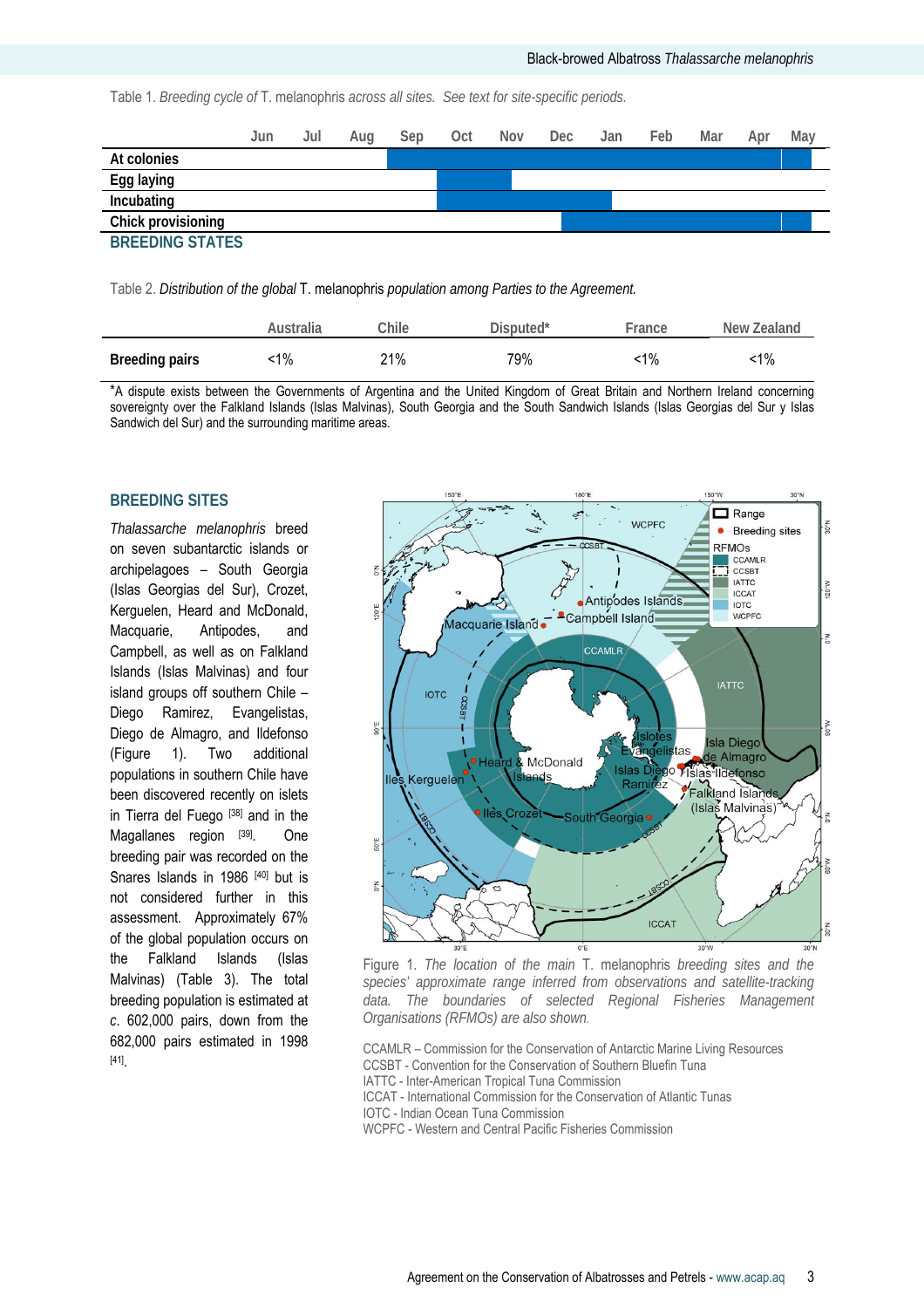Table 1. *Breeding cycle of* T. melanophris *across all sites. See text for site-specific periods.*

| | Jun | Jul | Aug | Sep | Oct | Nov | Dec | Jan | Feb | Mar | Apr | May |
|---|---|---|---|---|---|---|---|---|---|---|---|---|
| **At colonies** | | | | ■ | ■ | ■ | ■ | ■ | ■ | ■ | ■ | ■ |
| **Egg laying** | | | | | ■ | ■ | | | | | | |
| **Incubating** | | | | | ■ | ■ | ■ | | | | | |
| **Chick provisioning** | | | | | | | ■ | ■ | ■ | ■ | ■ | ■ |

## BREEDING STATES

Table 2. *Distribution of the global* T. melanophris *population among Parties to the Agreement.*

| | Australia | Chile | Disputed* | France | New Zealand |
|---|---|---|---|---|---|
| **Breeding pairs** | <1% | 21% | 79% | <1% | <1% |

*A dispute exists between the Governments of Argentina and the United Kingdom of Great Britain and Northern Ireland concerning sovereignty over the Falkland Islands (Islas Malvinas), South Georgia and the South Sandwich Islands (Islas Georgias del Sur y Islas Sandwich del Sur) and the surrounding maritime areas.

## BREEDING SITES

*Thalassarche melanophris* breed on seven subantarctic islands or archipelagoes – South Georgia (Islas Georgias del Sur), Crozet, Kerguelen, Heard and McDonald, Macquarie, Antipodes, and Campbell, as well as on Falkland Islands (Islas Malvinas) and four island groups off southern Chile – Diego Ramirez, Evangelistas, Diego de Almagro, and Ildefonso (Figure 1). Two additional populations in southern Chile have been discovered recently on islets in Tierra del Fuego [38] and in the Magallanes region [39]. One breeding pair was recorded on the Snares Islands in 1986 [40] but is not considered further in this assessment. Approximately 67% of the global population occurs on the Falkland Islands (Islas Malvinas) (Table 3). The total breeding population is estimated at *c.* 602,000 pairs, down from the 682,000 pairs estimated in 1998 [41].

Figure 1. *The location of the main* T. melanophris *breeding sites and the species' approximate range inferred from observations and satellite-tracking data. The boundaries of selected Regional Fisheries Management Organisations (RFMOs) are also shown.*

CCAMLR – Commission for the Conservation of Antarctic Marine Living Resources
CCSBT - Convention for the Conservation of Southern Bluefin Tuna
IATTC - Inter-American Tropical Tuna Commission
ICCAT - International Commission for the Conservation of Atlantic Tunas
IOTC - Indian Ocean Tuna Commission
WCPFC - Western and Central Pacific Fisheries Commission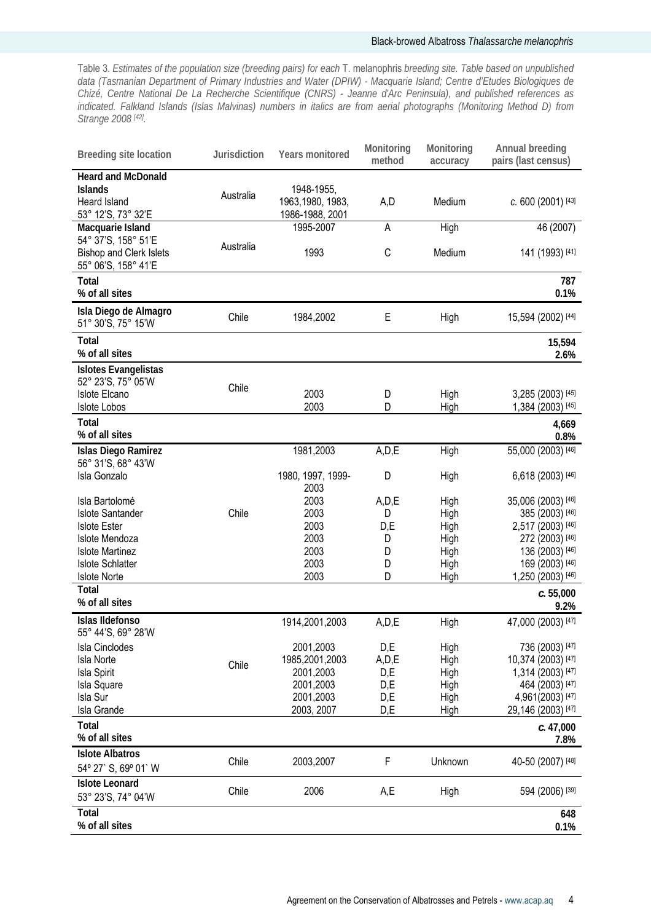Table 3. *Estimates of the population size (breeding pairs) for each* T. melanophris *breeding site. Table based on unpublished data (Tasmanian Department of Primary Industries and Water (DPIW) - Macquarie Island; Centre d'Etudes Biologiques de Chizé, Centre National De La Recherche Scientifique (CNRS) - Jeanne d'Arc Peninsula), and published references as indicated. Falkland Islands (Islas Malvinas) numbers in italics are from aerial photographs (Monitoring Method D) from Strange 2008* [42].

| Breeding site location | Jurisdiction | Years monitored | Monitoring method | Monitoring accuracy | Annual breeding pairs (last census) |
|---|---|---|---|---|---|
| **Heard and McDonald Islands** Heard Island 53° 12'S, 73° 32'E | Australia | 1948-1955, 1963,1980, 1983, 1986-1988, 2001 | A,D | Medium | *c.* 600 (2001) [43] |
| **Macquarie Island** 54° 37'S, 158° 51'E | Australia | 1995-2007 | A | High | 46 (2007) |
| Bishop and Clerk Islets 55° 06'S, 158° 41'E | Australia | 1993 | C | Medium | 141 (1993) [41] |
| **Total** | | | | | **787** |
| **% of all sites** | | | | | **0.1%** |
| **Isla Diego de Almagro** 51° 30'S, 75° 15'W | Chile | 1984,2002 | E | High | 15,594 (2002) [44] |
| **Total** | | | | | **15,594** |
| **% of all sites** | | | | | **2.6%** |
| **Islotes Evangelistas** 52° 23'S, 75° 05'W | Chile | | | | |
| Islote Elcano | | 2003 | D | High | 3,285 (2003) [45] |
| Islote Lobos | | 2003 | D | High | 1,384 (2003) [45] |
| **Total** | | | | | **4,669** |
| **% of all sites** | | | | | **0.8%** |
| **Islas Diego Ramirez** 56° 31'S, 68° 43'W | Chile | 1981,2003 | A,D,E | High | 55,000 (2003) [46] |
| Isla Gonzalo | | 1980, 1997, 1999-2003 | D | High | 6,618 (2003) [46] |
| Isla Bartolomé | | 2003 | A,D,E | High | 35,006 (2003) [46] |
| Islote Santander | | 2003 | D | High | 385 (2003) [46] |
| Islote Ester | | 2003 | D,E | High | 2,517 (2003) [46] |
| Islote Mendoza | | 2003 | D | High | 272 (2003) [46] |
| Islote Martinez | | 2003 | D | High | 136 (2003) [46] |
| Islote Schlatter | | 2003 | D | High | 169 (2003) [46] |
| Islote Norte | | 2003 | D | High | 1,250 (2003) [46] |
| **Total** | | | | | ***c.* 55,000** |
| **% of all sites** | | | | | **9.2%** |
| **Islas Ildefonso** 55° 44'S, 69° 28'W | Chile | 1914,2001,2003 | A,D,E | High | 47,000 (2003) [47] |
| Isla Cinclodes | | 2001,2003 | D,E | High | 736 (2003) [47] |
| Isla Norte | | 1985,2001,2003 | A,D,E | High | 10,374 (2003) [47] |
| Isla Spirit | | 2001,2003 | D,E | High | 1,314 (2003) [47] |
| Isla Square | | 2001,2003 | D,E | High | 464 (2003) [47] |
| Isla Sur | | 2001,2003 | D,E | High | 4,961(2003) [47] |
| Isla Grande | | 2003, 2007 | D,E | High | 29,146 (2003) [47] |
| **Total** | | | | | ***c.* 47,000** |
| **% of all sites** | | | | | **7.8%** |
| **Islote Albatros** 54º 27` S, 69º 01` W | Chile | 2003,2007 | F | Unknown | 40-50 (2007) [48] |
| **Islote Leonard** 53° 23'S, 74° 04'W | Chile | 2006 | A,E | High | 594 (2006) [39] |
| **Total** | | | | | **648** |
| **% of all sites** | | | | | **0.1%** |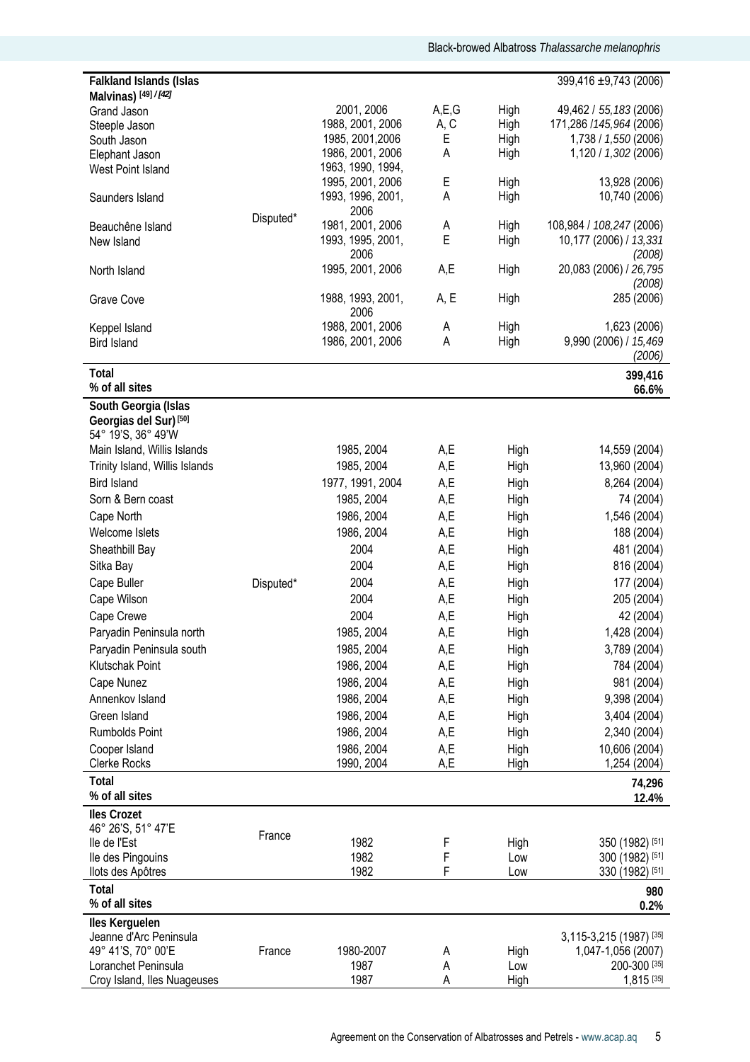| | | | | | |
|---|---|---|---|---|---|
| **Falkland Islands (Islas Malvinas)** [49] / *[42]* | | | | | 399,416 ±9,743 (2006) |
| Grand Jason | | 2001, 2006 | A,E,G | High | 49,462 / *55,183* (2006) |
| Steeple Jason | | 1988, 2001, 2006 | A, C | High | 171,286 /*145,964* (2006) |
| South Jason | | 1985, 2001,2006 | E | High | 1,738 / *1,550* (2006) |
| Elephant Jason | | 1986, 2001, 2006 | A | High | 1,120 / *1,302* (2006) |
| West Point Island | | 1963, 1990, 1994, 1995, 2001, 2006 | E | High | 13,928 (2006) |
| Saunders Island | | 1993, 1996, 2001, 2006 | A | High | 10,740 (2006) |
| Beauchêne Island | Disputed* | 1981, 2001, 2006 | A | High | 108,984 / *108,247* (2006) |
| New Island | | 1993, 1995, 2001, 2006 | E | High | 10,177 (2006) / *13,331 (2008)* |
| North Island | | 1995, 2001, 2006 | A,E | High | 20,083 (2006) / *26,795 (2008)* |
| Grave Cove | | 1988, 1993, 2001, 2006 | A, E | High | 285 (2006) |
| Keppel Island | | 1988, 2001, 2006 | A | High | 1,623 (2006) |
| Bird Island | | 1986, 2001, 2006 | A | High | 9,990 (2006) / *15,469 (2006)* |
| **Total** | | | | | **399,416** |
| **% of all sites** | | | | | **66.6%** |
| **South Georgia (Islas Georgias del Sur)** [50] 54° 19'S, 36° 49'W | | | | | |
| Main Island, Willis Islands | | 1985, 2004 | A,E | High | 14,559 (2004) |
| Trinity Island, Willis Islands | | 1985, 2004 | A,E | High | 13,960 (2004) |
| Bird Island | | 1977, 1991, 2004 | A,E | High | 8,264 (2004) |
| Sorn & Bern coast | | 1985, 2004 | A,E | High | 74 (2004) |
| Cape North | | 1986, 2004 | A,E | High | 1,546 (2004) |
| Welcome Islets | | 1986, 2004 | A,E | High | 188 (2004) |
| Sheathbill Bay | | 2004 | A,E | High | 481 (2004) |
| Sitka Bay | | 2004 | A,E | High | 816 (2004) |
| Cape Buller | Disputed* | 2004 | A,E | High | 177 (2004) |
| Cape Wilson | | 2004 | A,E | High | 205 (2004) |
| Cape Crewe | | 2004 | A,E | High | 42 (2004) |
| Paryadin Peninsula north | | 1985, 2004 | A,E | High | 1,428 (2004) |
| Paryadin Peninsula south | | 1985, 2004 | A,E | High | 3,789 (2004) |
| Klutschak Point | | 1986, 2004 | A,E | High | 784 (2004) |
| Cape Nunez | | 1986, 2004 | A,E | High | 981 (2004) |
| Annenkov Island | | 1986, 2004 | A,E | High | 9,398 (2004) |
| Green Island | | 1986, 2004 | A,E | High | 3,404 (2004) |
| Rumbolds Point | | 1986, 2004 | A,E | High | 2,340 (2004) |
| Cooper Island | | 1986, 2004 | A,E | High | 10,606 (2004) |
| Clerke Rocks | | 1990, 2004 | A,E | High | 1,254 (2004) |
| **Total** | | | | | **74,296** |
| **% of all sites** | | | | | **12.4%** |
| **Iles Crozet** 46° 26'S, 51° 47'E | France | | | | |
| Ile de l'Est | | 1982 | F | High | 350 (1982) [51] |
| Ile des Pingouins | | 1982 | F | Low | 300 (1982) [51] |
| Ilots des Apôtres | | 1982 | F | Low | 330 (1982) [51] |
| **Total** | | | | | **980** |
| **% of all sites** | | | | | **0.2%** |
| **Iles Kerguelen** | | | | | |
| Jeanne d'Arc Peninsula 49° 41'S, 70° 00'E | France | 1980-2007 | A | High | 3,115-3,215 (1987) [35] 1,047-1,056 (2007) |
| Loranchet Peninsula | | 1987 | A | Low | 200-300 [35] |
| Croy Island, Iles Nuageuses | | 1987 | A | High | 1,815 [35] |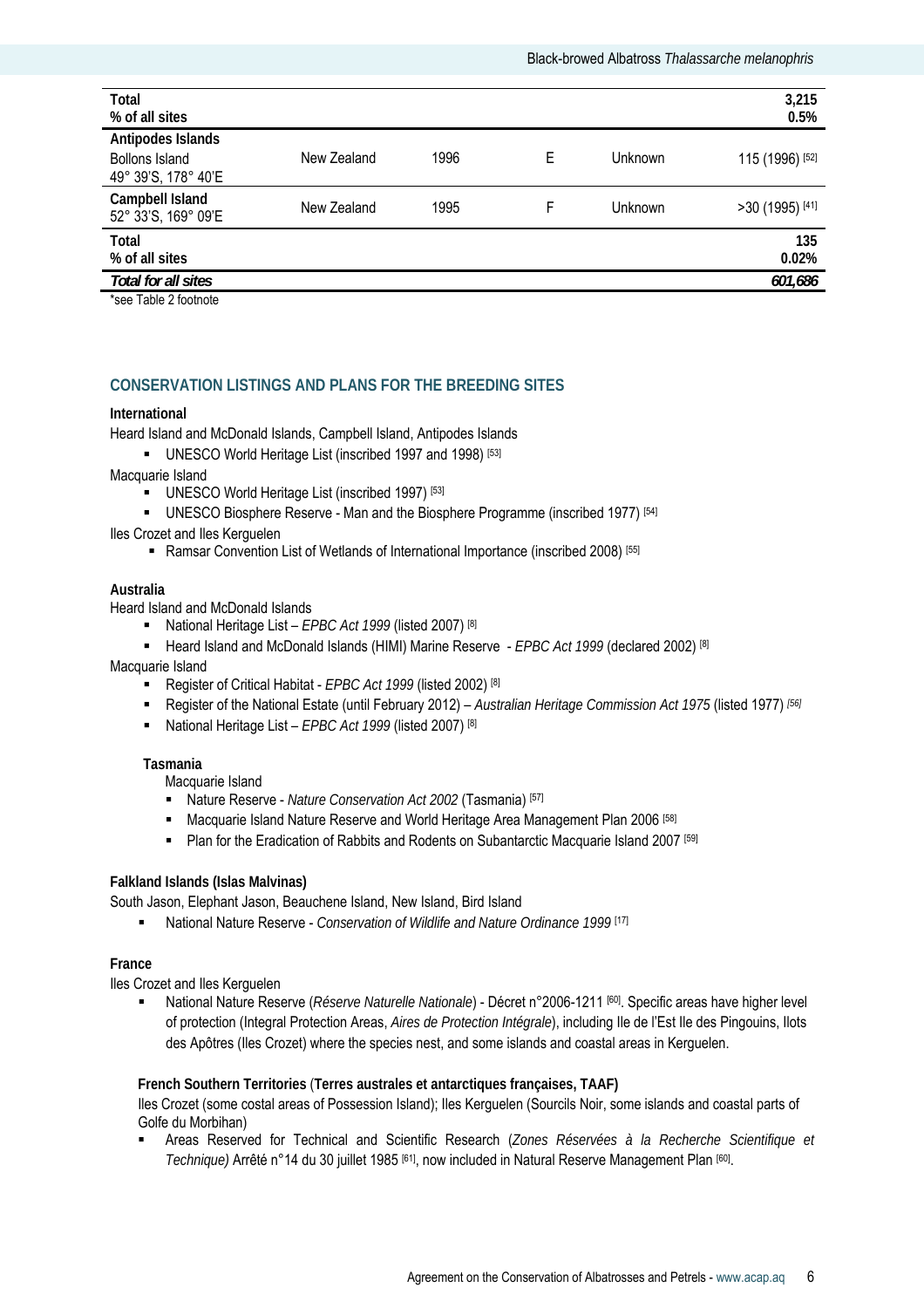| | | | | | |
|---|---|---|---|---|---|
| **Total**<br>**% of all sites** | | | | | **3,215**<br>**0.5%** |
| **Antipodes Islands**<br>Bollons Island<br>49° 39'S, 178° 40'E | New Zealand | 1996 | E | Unknown | 115 (1996) [52] |
| **Campbell Island**<br>52° 33'S, 169° 09'E | New Zealand | 1995 | F | Unknown | >30 (1995) [41] |
| **Total**<br>**% of all sites** | | | | | **135**<br>**0.02%** |
| ***Total for all sites*** | | | | | ***601,686*** |

*see Table 2 footnote

## CONSERVATION LISTINGS AND PLANS FOR THE BREEDING SITES

**International**

Heard Island and McDonald Islands, Campbell Island, Antipodes Islands

- UNESCO World Heritage List (inscribed 1997 and 1998) [53]

Macquarie Island

- UNESCO World Heritage List (inscribed 1997) [53]
- UNESCO Biosphere Reserve - Man and the Biosphere Programme (inscribed 1977) [54]

Iles Crozet and Iles Kerguelen

- Ramsar Convention List of Wetlands of International Importance (inscribed 2008) [55]

**Australia**

Heard Island and McDonald Islands

- National Heritage List – *EPBC Act 1999* (listed 2007) [8]
- Heard Island and McDonald Islands (HIMI) Marine Reserve - *EPBC Act 1999* (declared 2002) [8]

Macquarie Island

- Register of Critical Habitat - *EPBC Act 1999* (listed 2002) [8]
- Register of the National Estate (until February 2012) – *Australian Heritage Commission Act 1975* (listed 1977) [56]
- National Heritage List – *EPBC Act 1999* (listed 2007) [8]

**Tasmania**

Macquarie Island

- Nature Reserve - *Nature Conservation Act 2002* (Tasmania) [57]
- Macquarie Island Nature Reserve and World Heritage Area Management Plan 2006 [58]
- Plan for the Eradication of Rabbits and Rodents on Subantarctic Macquarie Island 2007 [59]

**Falkland Islands (Islas Malvinas)**

South Jason, Elephant Jason, Beauchene Island, New Island, Bird Island

- National Nature Reserve - *Conservation of Wildlife and Nature Ordinance 1999* [17]

**France**

Iles Crozet and Iles Kerguelen

- National Nature Reserve (*Réserve Naturelle Nationale*) - Décret n°2006-1211 [60]. Specific areas have higher level of protection (Integral Protection Areas, *Aires de Protection Intégrale*), including Ile de l'Est Ile des Pingouins, Ilots des Apôtres (Iles Crozet) where the species nest, and some islands and coastal areas in Kerguelen.

**French Southern Territories** (**Terres australes et antarctiques françaises, TAAF)**

Iles Crozet (some costal areas of Possession Island); Iles Kerguelen (Sourcils Noir, some islands and coastal parts of Golfe du Morbihan)

- Areas Reserved for Technical and Scientific Research (*Zones Réservées à la Recherche Scientifique et Technique)* Arrêté n°14 du 30 juillet 1985 [61], now included in Natural Reserve Management Plan [60].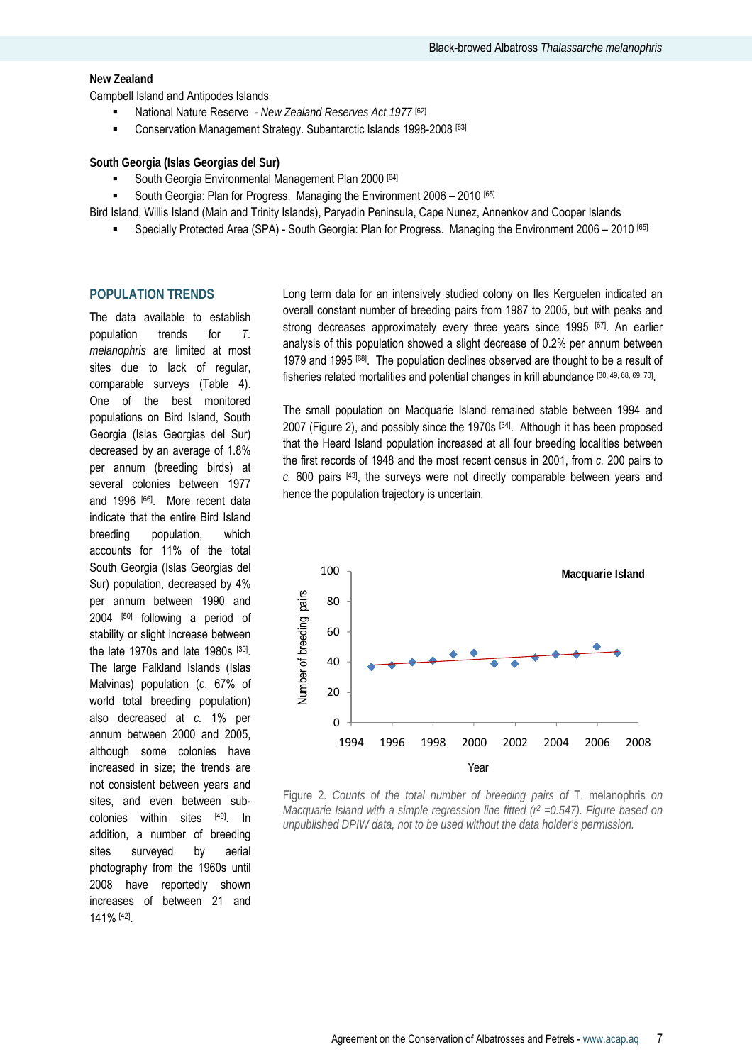**New Zealand**

Campbell Island and Antipodes Islands

- National Nature Reserve - *New Zealand Reserves Act 1977* [62]
- Conservation Management Strategy. Subantarctic Islands 1998-2008 [63]

**South Georgia (Islas Georgias del Sur)**

- South Georgia Environmental Management Plan 2000 [64]
- South Georgia: Plan for Progress. Managing the Environment 2006 – 2010 [65]

Bird Island, Willis Island (Main and Trinity Islands), Paryadin Peninsula, Cape Nunez, Annenkov and Cooper Islands

- Specially Protected Area (SPA) - South Georgia: Plan for Progress. Managing the Environment 2006 – 2010 [65]

## POPULATION TRENDS

The data available to establish population trends for *T. melanophris* are limited at most sites due to lack of regular, comparable surveys (Table 4). One of the best monitored populations on Bird Island, South Georgia (Islas Georgias del Sur) decreased by an average of 1.8% per annum (breeding birds) at several colonies between 1977 and 1996 [66]. More recent data indicate that the entire Bird Island breeding population, which accounts for 11% of the total South Georgia (Islas Georgias del Sur) population, decreased by 4% per annum between 1990 and 2004 [50] following a period of stability or slight increase between the late 1970s and late 1980s [30]. The large Falkland Islands (Islas Malvinas) population (*c.* 67% of world total breeding population) also decreased at *c.* 1% per annum between 2000 and 2005, although some colonies have increased in size; the trends are not consistent between years and sites, and even between sub-colonies within sites [49]. In addition, a number of breeding sites surveyed by aerial photography from the 1960s until 2008 have reportedly shown increases of between 21 and 141% [42].

Long term data for an intensively studied colony on Iles Kerguelen indicated an overall constant number of breeding pairs from 1987 to 2005, but with peaks and strong decreases approximately every three years since 1995 [67]. An earlier analysis of this population showed a slight decrease of 0.2% per annum between 1979 and 1995 [68]. The population declines observed are thought to be a result of fisheries related mortalities and potential changes in krill abundance [30, 49, 68, 69, 70].

The small population on Macquarie Island remained stable between 1994 and 2007 (Figure 2), and possibly since the 1970s [34]. Although it has been proposed that the Heard Island population increased at all four breeding localities between the first records of 1948 and the most recent census in 2001, from *c.* 200 pairs to *c.* 600 pairs [43], the surveys were not directly comparable between years and hence the population trajectory is uncertain.

Figure 2. *Counts of the total number of breeding pairs of* T. melanophris *on Macquarie Island with a simple regression line fitted ($r^2$ =0.547). Figure based on unpublished DPIW data, not to be used without the data holder's permission.*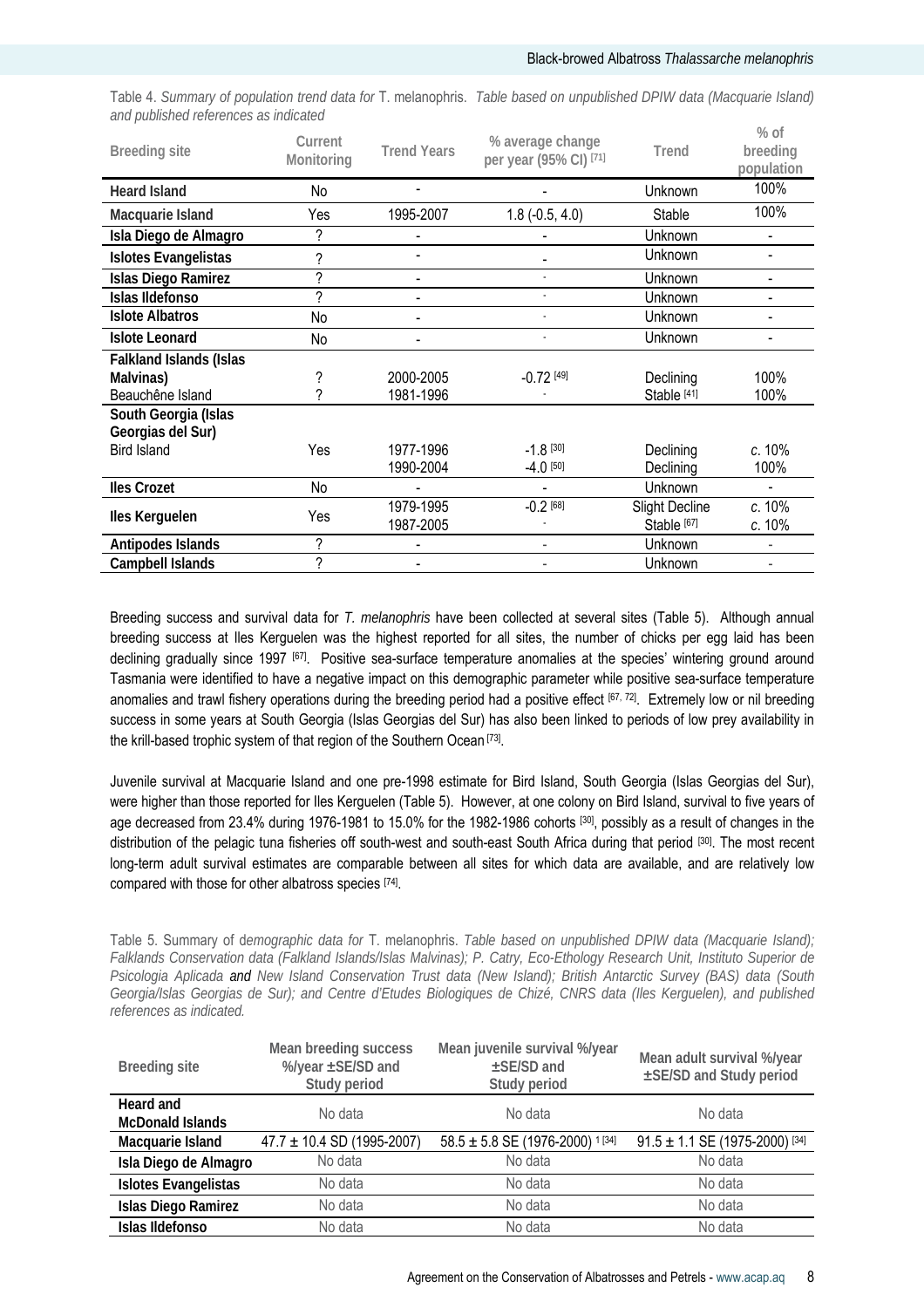Table 4. *Summary of population trend data for* T. melanophris. *Table based on unpublished DPIW data (Macquarie Island) and published references as indicated*

| Breeding site | Current Monitoring | Trend Years | % average change per year (95% CI) [71] | Trend | % of breeding population |
|---|---|---|---|---|---|
| **Heard Island** | No | - | - | Unknown | 100% |
| **Macquarie Island** | Yes | 1995-2007 | 1.8 (-0.5, 4.0) | Stable | 100% |
| **Isla Diego de Almagro** | ? | - | - | Unknown | - |
| **Islotes Evangelistas** | ? | - | - | Unknown | - |
| **Islas Diego Ramirez** | ? | - | - | Unknown | - |
| **Islas Ildefonso** | ? | - | - | Unknown | - |
| **Islote Albatros** | No | - | - | Unknown | - |
| **Islote Leonard** | No | - | - | Unknown | - |
| **Falkland Islands (Islas Malvinas)** | ? | 2000-2005 | -0.72 [49] | Declining | 100% |
| Beauchêne Island | ? | 1981-1996 | - | Stable [41] | 100% |
| **South Georgia (Islas Georgias del Sur)** | | | | | |
| Bird Island | Yes | 1977-1996 | -1.8 [30] | Declining | *c.* 10% |
| | | 1990-2004 | -4.0 [50] | Declining | 100% |
| **Iles Crozet** | No | - | - | Unknown | - |
| **Iles Kerguelen** | Yes | 1979-1995 | -0.2 [68] | Slight Decline | *c.* 10% |
| | | 1987-2005 | - | Stable [67] | *c.* 10% |
| **Antipodes Islands** | ? | - | - | Unknown | - |
| **Campbell Islands** | ? | - | - | Unknown | - |

Breeding success and survival data for *T. melanophris* have been collected at several sites (Table 5). Although annual breeding success at Iles Kerguelen was the highest reported for all sites, the number of chicks per egg laid has been declining gradually since 1997 [67]. Positive sea-surface temperature anomalies at the species' wintering ground around Tasmania were identified to have a negative impact on this demographic parameter while positive sea-surface temperature anomalies and trawl fishery operations during the breeding period had a positive effect [67, 72]. Extremely low or nil breeding success in some years at South Georgia (Islas Georgias del Sur) has also been linked to periods of low prey availability in the krill-based trophic system of that region of the Southern Ocean [73].

Juvenile survival at Macquarie Island and one pre-1998 estimate for Bird Island, South Georgia (Islas Georgias del Sur), were higher than those reported for Iles Kerguelen (Table 5). However, at one colony on Bird Island, survival to five years of age decreased from 23.4% during 1976-1981 to 15.0% for the 1982-1986 cohorts [30], possibly as a result of changes in the distribution of the pelagic tuna fisheries off south-west and south-east South Africa during that period [30]. The most recent long-term adult survival estimates are comparable between all sites for which data are available, and are relatively low compared with those for other albatross species [74].

Table 5. Summary of d*emographic data for* T. melanophris. *Table based on unpublished DPIW data (Macquarie Island); Falklands Conservation data (Falkland Islands/Islas Malvinas); P. Catry, Eco-Ethology Research Unit, Instituto Superior de Psicologia Aplicada* ***and*** *New Island Conservation Trust data (New Island); British Antarctic Survey (BAS) data (South Georgia/Islas Georgias de Sur); and Centre d'Etudes Biologiques de Chizé, CNRS data (Iles Kerguelen), and published references as indicated.*

| Breeding site | Mean breeding success %/year ±SE/SD and Study period | Mean juvenile survival %/year ±SE/SD and Study period | Mean adult survival %/year ±SE/SD and Study period |
|---|---|---|---|
| **Heard and McDonald Islands** | No data | No data | No data |
| **Macquarie Island** | 47.7 ± 10.4 SD (1995-2007) | 58.5 ± 5.8 SE (1976-2000) 1 [34] | 91.5 ± 1.1 SE (1975-2000) [34] |
| **Isla Diego de Almagro** | No data | No data | No data |
| **Islotes Evangelistas** | No data | No data | No data |
| **Islas Diego Ramirez** | No data | No data | No data |
| **Islas Ildefonso** | No data | No data | No data |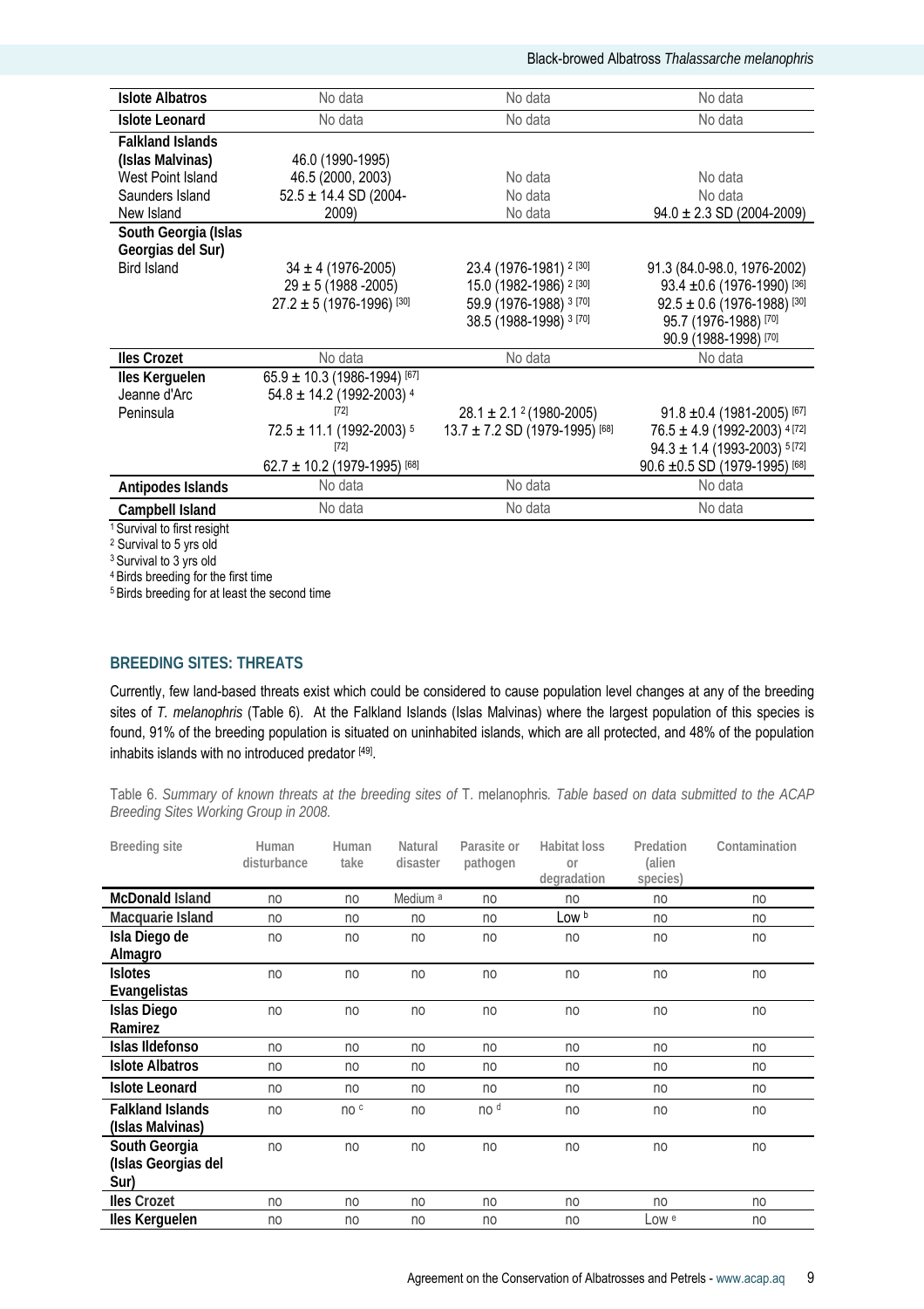| | | | |
|---|---|---|---|
| **Islote Albatros** | No data | No data | No data |
| **Islote Leonard** | No data | No data | No data |
| **Falkland Islands (Islas Malvinas)** | | | |
| West Point Island | 46.0 (1990-1995) | No data | No data |
| Saunders Island | 46.5 (2000, 2003) | No data | No data |
| New Island | 52.5 ± 14.4 SD (2004-2009) | No data | 94.0 ± 2.3 SD (2004-2009) |
| **South Georgia (Islas Georgias del Sur)** | | | |
| Bird Island | 34 ± 4 (1976-2005)<br>29 ± 5 (1988 -2005)<br>27.2 ± 5 (1976-1996) [30] | 23.4 (1976-1981) [2] [30]<br>15.0 (1982-1986) [2] [30]<br>59.9 (1976-1988) [3] [70]<br>38.5 (1988-1998) [3] [70] | 91.3 (84.0-98.0, 1976-2002)<br>93.4 ±0.6 (1976-1990) [36]<br>92.5 ± 0.6 (1976-1988) [30]<br>95.7 (1976-1988) [70]<br>90.9 (1988-1998) [70] |
| **Iles Crozet** | No data | No data | No data |
| **Iles Kerguelen** | 65.9 ± 10.3 (1986-1994) [67] | | |
| Jeanne d'Arc Peninsula | 54.8 ± 14.2 (1992-2003) [4] [72]<br>72.5 ± 11.1 (1992-2003) [5] [72]<br>62.7 ± 10.2 (1979-1995) [68] | 28.1 ± 2.1 [2] (1980-2005)<br>13.7 ± 7.2 SD (1979-1995) [68] | 91.8 ±0.4 (1981-2005) [67]<br>76.5 ± 4.9 (1992-2003) [4] [72]<br>94.3 ± 1.4 (1993-2003) [5] [72]<br>90.6 ±0.5 SD (1979-1995) [68] |
| **Antipodes Islands** | No data | No data | No data |
| **Campbell Island** | No data | No data | No data |

[1] Survival to first resight
[2] Survival to 5 yrs old
[3] Survival to 3 yrs old
[4] Birds breeding for the first time
[5] Birds breeding for at least the second time

## BREEDING SITES: THREATS

Currently, few land-based threats exist which could be considered to cause population level changes at any of the breeding sites of *T. melanophris* (Table 6). At the Falkland Islands (Islas Malvinas) where the largest population of this species is found, 91% of the breeding population is situated on uninhabited islands, which are all protected, and 48% of the population inhabits islands with no introduced predator [49].

Table 6. *Summary of known threats at the breeding sites of* T. melanophris*. Table based on data submitted to the ACAP Breeding Sites Working Group in 2008.*

| Breeding site | Human disturbance | Human take | Natural disaster | Parasite or pathogen | Habitat loss or degradation | Predation (alien species) | Contamination |
|---|---|---|---|---|---|---|---|
| **McDonald Island** | no | no | Medium [a] | no | no | no | no |
| **Macquarie Island** | no | no | no | no | Low [b] | no | no |
| **Isla Diego de Almagro** | no | no | no | no | no | no | no |
| **Islotes Evangelistas** | no | no | no | no | no | no | no |
| **Islas Diego Ramirez** | no | no | no | no | no | no | no |
| **Islas Ildefonso** | no | no | no | no | no | no | no |
| **Islote Albatros** | no | no | no | no | no | no | no |
| **Islote Leonard** | no | no | no | no | no | no | no |
| **Falkland Islands (Islas Malvinas)** | no | no [c] | no | no [d] | no | no | no |
| **South Georgia (Islas Georgias del Sur)** | no | no | no | no | no | no | no |
| **Iles Crozet** | no | no | no | no | no | no | no |
| **Iles Kerguelen** | no | no | no | no | no | Low [e] | no |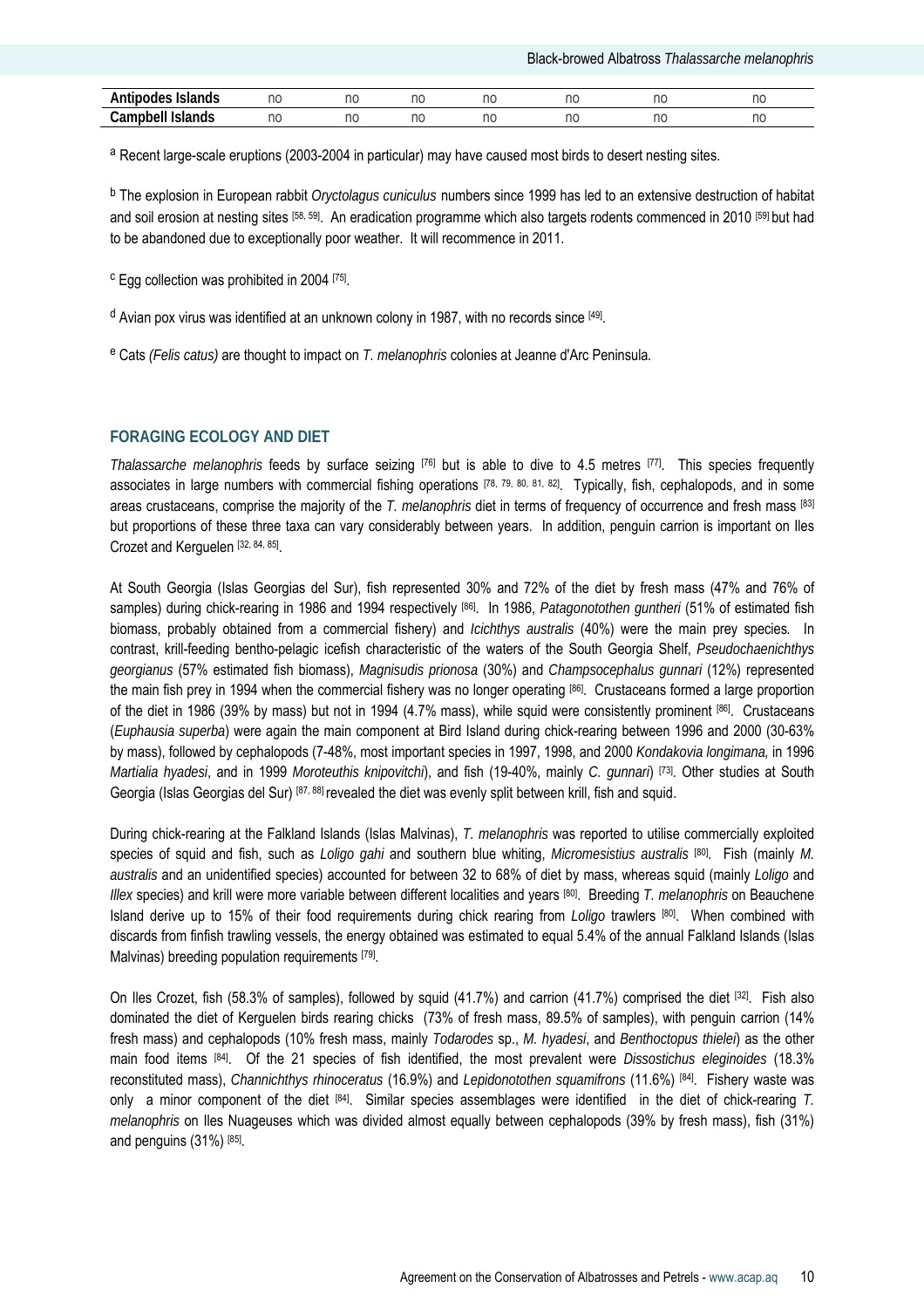| Antipodes Islands | no | no | no | no | no | no | no |
|---|---|---|---|---|---|---|---|
| Campbell Islands | no | no | no | no | no | no | no |

[a] Recent large-scale eruptions (2003-2004 in particular) may have caused most birds to desert nesting sites.

[b] The explosion in European rabbit *Oryctolagus cuniculus* numbers since 1999 has led to an extensive destruction of habitat and soil erosion at nesting sites [58, 59]. An eradication programme which also targets rodents commenced in 2010 [59] but had to be abandoned due to exceptionally poor weather. It will recommence in 2011.

[c] Egg collection was prohibited in 2004 [75].

[d] Avian pox virus was identified at an unknown colony in 1987, with no records since [49].

[e] Cats *(Felis catus)* are thought to impact on *T. melanophris* colonies at Jeanne d'Arc Peninsula.

## FORAGING ECOLOGY AND DIET

*Thalassarche melanophris* feeds by surface seizing [76] but is able to dive to 4.5 metres [77]. This species frequently associates in large numbers with commercial fishing operations [78, 79, 80, 81, 82]. Typically, fish, cephalopods, and in some areas crustaceans, comprise the majority of the *T. melanophris* diet in terms of frequency of occurrence and fresh mass [83] but proportions of these three taxa can vary considerably between years. In addition, penguin carrion is important on Iles Crozet and Kerguelen [32, 84, 85].

At South Georgia (Islas Georgias del Sur), fish represented 30% and 72% of the diet by fresh mass (47% and 76% of samples) during chick-rearing in 1986 and 1994 respectively [86]. In 1986, *Patagonotothen guntheri* (51% of estimated fish biomass, probably obtained from a commercial fishery) and *Icichthys australis* (40%) were the main prey species. In contrast, krill-feeding bentho-pelagic icefish characteristic of the waters of the South Georgia Shelf, *Pseudochaenichthys georgianus* (57% estimated fish biomass), *Magnisudis prionosa* (30%) and *Champsocephalus gunnari* (12%) represented the main fish prey in 1994 when the commercial fishery was no longer operating [86]. Crustaceans formed a large proportion of the diet in 1986 (39% by mass) but not in 1994 (4.7% mass), while squid were consistently prominent [86]. Crustaceans (*Euphausia superba*) were again the main component at Bird Island during chick-rearing between 1996 and 2000 (30-63% by mass), followed by cephalopods (7-48%, most important species in 1997, 1998, and 2000 *Kondakovia longimana,* in 1996 *Martialia hyadesi*, and in 1999 *Moroteuthis knipovitchi*), and fish (19-40%, mainly *C. gunnari*) [73]. Other studies at South Georgia (Islas Georgias del Sur) [87, 88] revealed the diet was evenly split between krill, fish and squid.

During chick-rearing at the Falkland Islands (Islas Malvinas), *T. melanophris* was reported to utilise commercially exploited species of squid and fish, such as *Loligo gahi* and southern blue whiting, *Micromesistius australis* [80]. Fish (mainly *M. australis* and an unidentified species) accounted for between 32 to 68% of diet by mass, whereas squid (mainly *Loligo* and *Illex* species) and krill were more variable between different localities and years [80]. Breeding *T. melanophris* on Beauchene Island derive up to 15% of their food requirements during chick rearing from *Loligo* trawlers [80]. When combined with discards from finfish trawling vessels, the energy obtained was estimated to equal 5.4% of the annual Falkland Islands (Islas Malvinas) breeding population requirements [79].

On Iles Crozet, fish (58.3% of samples), followed by squid (41.7%) and carrion (41.7%) comprised the diet [32]. Fish also dominated the diet of Kerguelen birds rearing chicks (73% of fresh mass, 89.5% of samples), with penguin carrion (14% fresh mass) and cephalopods (10% fresh mass, mainly *Todarodes* sp., *M. hyadesi*, and *Benthoctopus thielei*) as the other main food items [84]. Of the 21 species of fish identified, the most prevalent were *Dissostichus eleginoides* (18.3% reconstituted mass), *Channichthys rhinoceratus* (16.9%) and *Lepidonotothen squamifrons* (11.6%) [84]. Fishery waste was only a minor component of the diet [84]. Similar species assemblages were identified in the diet of chick-rearing *T. melanophris* on Iles Nuageuses which was divided almost equally between cephalopods (39% by fresh mass), fish (31%) and penguins (31%) [85].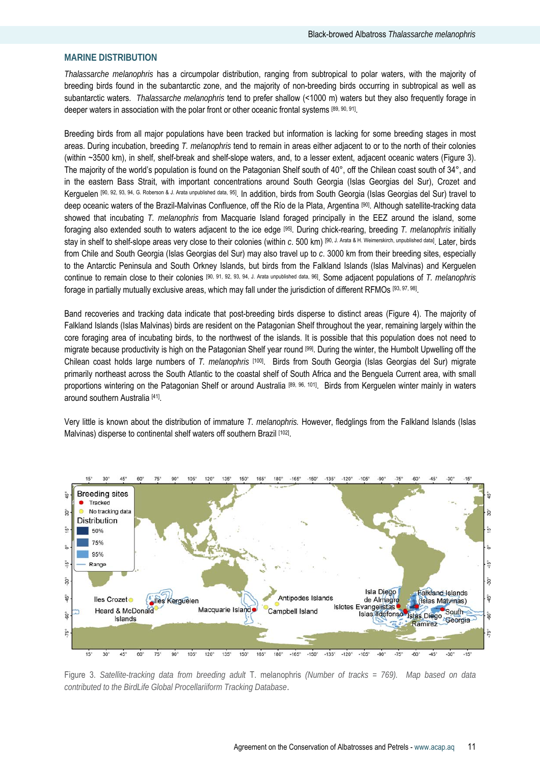## MARINE DISTRIBUTION

*Thalassarche melanophris* has a circumpolar distribution, ranging from subtropical to polar waters, with the majority of breeding birds found in the subantarctic zone, and the majority of non-breeding birds occurring in subtropical as well as subantarctic waters. *Thalassarche melanophris* tend to prefer shallow (<1000 m) waters but they also frequently forage in deeper waters in association with the polar front or other oceanic frontal systems [89, 90, 91].

Breeding birds from all major populations have been tracked but information is lacking for some breeding stages in most areas. During incubation, breeding *T. melanophris* tend to remain in areas either adjacent to or to the north of their colonies (within ~3500 km), in shelf, shelf-break and shelf-slope waters, and, to a lesser extent, adjacent oceanic waters (Figure 3). The majority of the world's population is found on the Patagonian Shelf south of 40°, off the Chilean coast south of 34°, and in the eastern Bass Strait, with important concentrations around South Georgia (Islas Georgias del Sur), Crozet and Kerguelen [90, 92, 93, 94, G. Roberson & J. Arata unpublished data, 95]. In addition, birds from South Georgia (Islas Georgias del Sur) travel to deep oceanic waters of the Brazil-Malvinas Confluence, off the Río de la Plata, Argentina [90]. Although satellite-tracking data showed that incubating *T. melanophris* from Macquarie Island foraged principally in the EEZ around the island, some foraging also extended south to waters adjacent to the ice edge [95]. During chick-rearing, breeding *T. melanophris* initially stay in shelf to shelf-slope areas very close to their colonies (within *c.* 500 km) [90, J. Arata & H. Weimerskirch, unpublished data]. Later, birds from Chile and South Georgia (Islas Georgias del Sur) may also travel up to *c.* 3000 km from their breeding sites, especially to the Antarctic Peninsula and South Orkney Islands, but birds from the Falkland Islands (Islas Malvinas) and Kerguelen continue to remain close to their colonies [90, 91, 92, 93, 94, J. Arata unpublished data, 96]. Some adjacent populations of *T. melanophris* forage in partially mutually exclusive areas, which may fall under the jurisdiction of different RFMOs [93, 97, 98].

Band recoveries and tracking data indicate that post-breeding birds disperse to distinct areas (Figure 4). The majority of Falkland Islands (Islas Malvinas) birds are resident on the Patagonian Shelf throughout the year, remaining largely within the core foraging area of incubating birds, to the northwest of the islands. It is possible that this population does not need to migrate because productivity is high on the Patagonian Shelf year round [99]. During the winter, the Humbolt Upwelling off the Chilean coast holds large numbers of *T. melanophris* [100]. Birds from South Georgia (Islas Georgias del Sur) migrate primarily northeast across the South Atlantic to the coastal shelf of South Africa and the Benguela Current area, with small proportions wintering on the Patagonian Shelf or around Australia [89, 96, 101]. Birds from Kerguelen winter mainly in waters around southern Australia [41].

Very little is known about the distribution of immature *T. melanophris.* However, fledglings from the Falkland Islands (Islas Malvinas) disperse to continental shelf waters off southern Brazil [102].

Figure 3. *Satellite-tracking data from breeding adult* T. melanophris *(Number of tracks = 769). Map based on data contributed to the BirdLife Global Procellariiform Tracking Database*.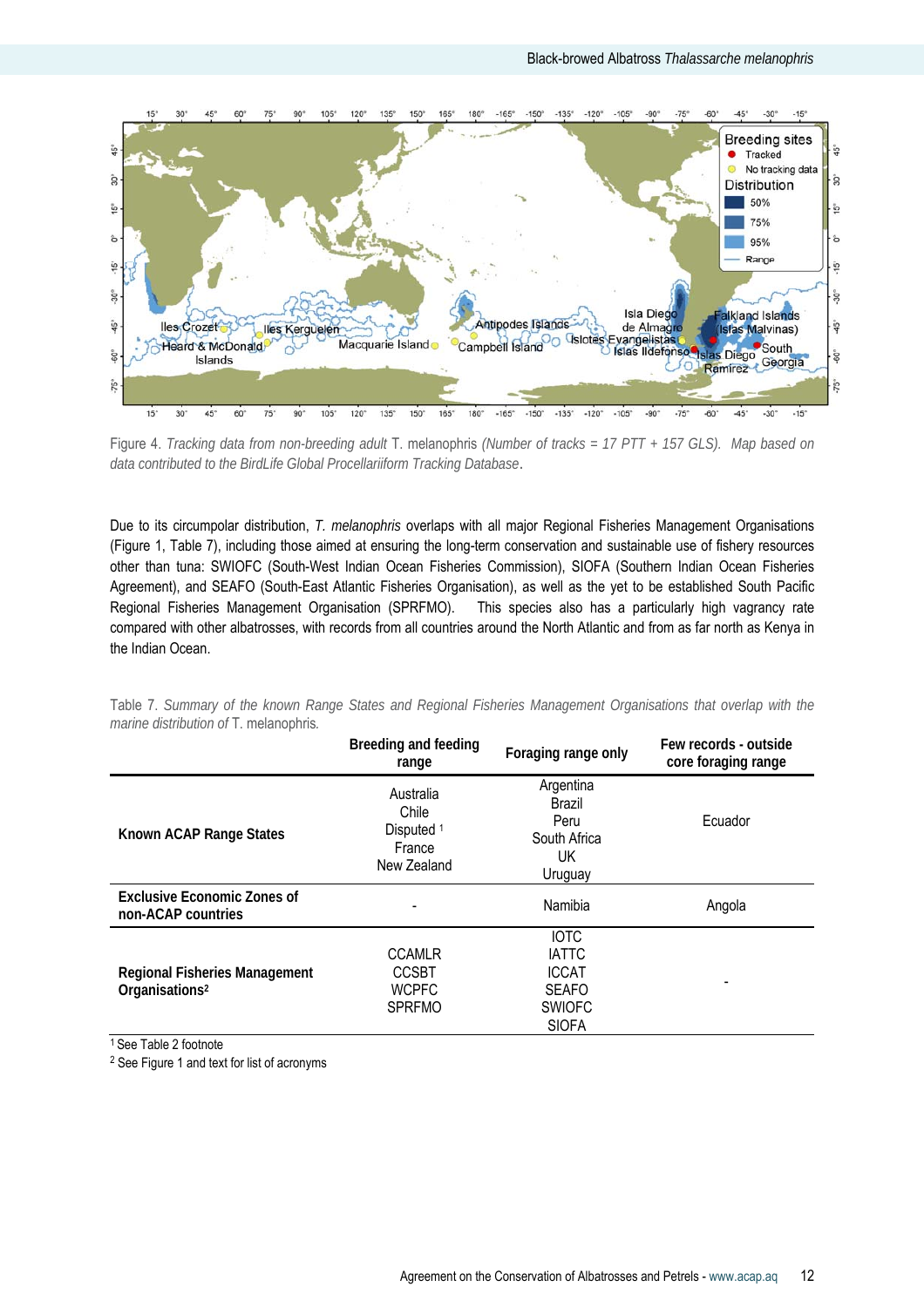Figure 4. *Tracking data from non-breeding adult* T. melanophris *(Number of tracks = 17 PTT + 157 GLS). Map based on data contributed to the BirdLife Global Procellariiform Tracking Database*.

Due to its circumpolar distribution, *T. melanophris* overlaps with all major Regional Fisheries Management Organisations (Figure 1, Table 7), including those aimed at ensuring the long-term conservation and sustainable use of fishery resources other than tuna: SWIOFC (South-West Indian Ocean Fisheries Commission), SIOFA (Southern Indian Ocean Fisheries Agreement), and SEAFO (South-East Atlantic Fisheries Organisation), as well as the yet to be established South Pacific Regional Fisheries Management Organisation (SPRFMO). This species also has a particularly high vagrancy rate compared with other albatrosses, with records from all countries around the North Atlantic and from as far north as Kenya in the Indian Ocean.

Table 7. *Summary of the known Range States and Regional Fisheries Management Organisations that overlap with the marine distribution of* T. melanophris.

| | Breeding and feeding range | Foraging range only | Few records - outside core foraging range |
|---|---|---|---|
| **Known ACAP Range States** | Australia<br>Chile<br>Disputed [1]<br>France<br>New Zealand | Argentina<br>Brazil<br>Peru<br>South Africa<br>UK<br>Uruguay | Ecuador |
| **Exclusive Economic Zones of non-ACAP countries** | - | Namibia | Angola |
| **Regional Fisheries Management Organisations[2]** | CCAMLR<br>CCSBT<br>WCPFC<br>SPRFMO | IOTC<br>IATTC<br>ICCAT<br>SEAFO<br>SWIOFC<br>SIOFA | - |

[1] See Table 2 footnote
[2] See Figure 1 and text for list of acronyms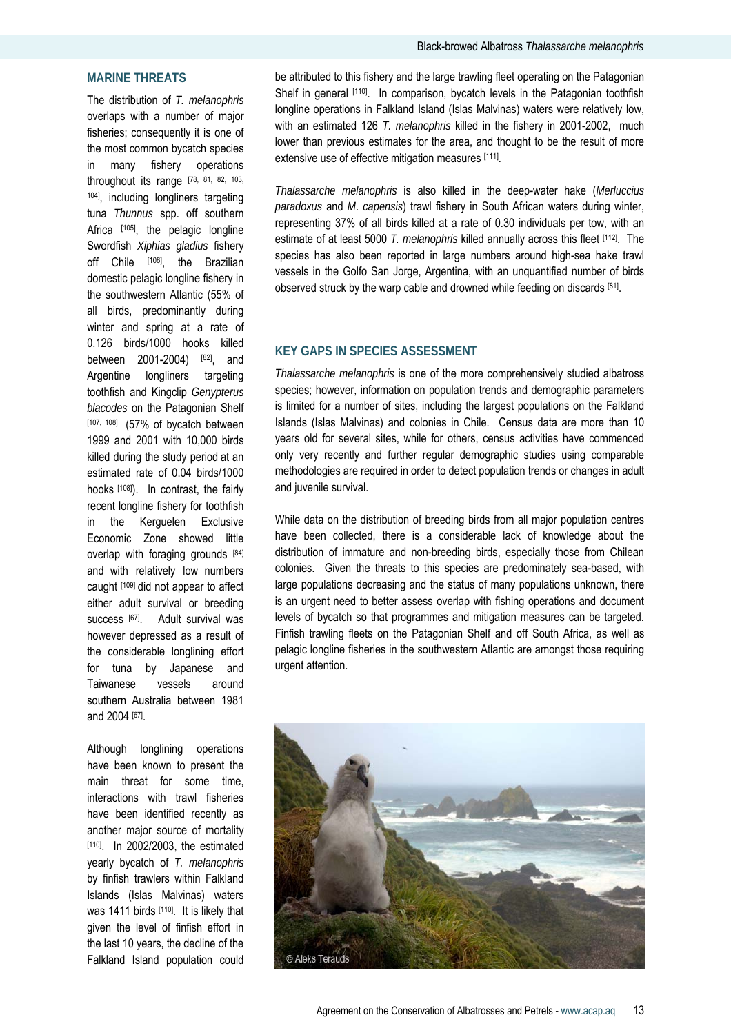## MARINE THREATS

The distribution of *T. melanophris* overlaps with a number of major fisheries; consequently it is one of the most common bycatch species in many fishery operations throughout its range [78, 81, 82, 103, 104], including longliners targeting tuna *Thunnus* spp. off southern Africa [105], the pelagic longline Swordfish *Xiphias gladius* fishery off Chile [106], the Brazilian domestic pelagic longline fishery in the southwestern Atlantic (55% of all birds, predominantly during winter and spring at a rate of 0.126 birds/1000 hooks killed between 2001-2004) [82], and Argentine longliners targeting toothfish and Kingclip *Genypterus blacodes* on the Patagonian Shelf [107, 108] (57% of bycatch between 1999 and 2001 with 10,000 birds killed during the study period at an estimated rate of 0.04 birds/1000 hooks [108]). In contrast, the fairly recent longline fishery for toothfish in the Kerguelen Exclusive Economic Zone showed little overlap with foraging grounds [84] and with relatively low numbers caught [109] did not appear to affect either adult survival or breeding success [67]. Adult survival was however depressed as a result of the considerable longlining effort for tuna by Japanese and Taiwanese vessels around southern Australia between 1981 and 2004 [67].

Although longlining operations have been known to present the main threat for some time, interactions with trawl fisheries have been identified recently as another major source of mortality [110]. In 2002/2003, the estimated yearly bycatch of *T. melanophris* by finfish trawlers within Falkland Islands (Islas Malvinas) waters was 1411 birds [110]. It is likely that given the level of finfish effort in the last 10 years, the decline of the Falkland Island population could be attributed to this fishery and the large trawling fleet operating on the Patagonian Shelf in general [110]. In comparison, bycatch levels in the Patagonian toothfish longline operations in Falkland Island (Islas Malvinas) waters were relatively low, with an estimated 126 *T. melanophris* killed in the fishery in 2001-2002, much lower than previous estimates for the area, and thought to be the result of more extensive use of effective mitigation measures [111].

*Thalassarche melanophris* is also killed in the deep-water hake (*Merluccius paradoxus* and *M. capensis*) trawl fishery in South African waters during winter, representing 37% of all birds killed at a rate of 0.30 individuals per tow, with an estimate of at least 5000 *T. melanophris* killed annually across this fleet [112]. The species has also been reported in large numbers around high-sea hake trawl vessels in the Golfo San Jorge, Argentina, with an unquantified number of birds observed struck by the warp cable and drowned while feeding on discards [81].

## KEY GAPS IN SPECIES ASSESSMENT

*Thalassarche melanophris* is one of the more comprehensively studied albatross species; however, information on population trends and demographic parameters is limited for a number of sites, including the largest populations on the Falkland Islands (Islas Malvinas) and colonies in Chile. Census data are more than 10 years old for several sites, while for others, census activities have commenced only very recently and further regular demographic studies using comparable methodologies are required in order to detect population trends or changes in adult and juvenile survival.

While data on the distribution of breeding birds from all major population centres have been collected, there is a considerable lack of knowledge about the distribution of immature and non-breeding birds, especially those from Chilean colonies. Given the threats to this species are predominately sea-based, with large populations decreasing and the status of many populations unknown, there is an urgent need to better assess overlap with fishing operations and document levels of bycatch so that programmes and mitigation measures can be targeted. Finfish trawling fleets on the Patagonian Shelf and off South Africa, as well as pelagic longline fisheries in the southwestern Atlantic are amongst those requiring urgent attention.

© Aleks Terauds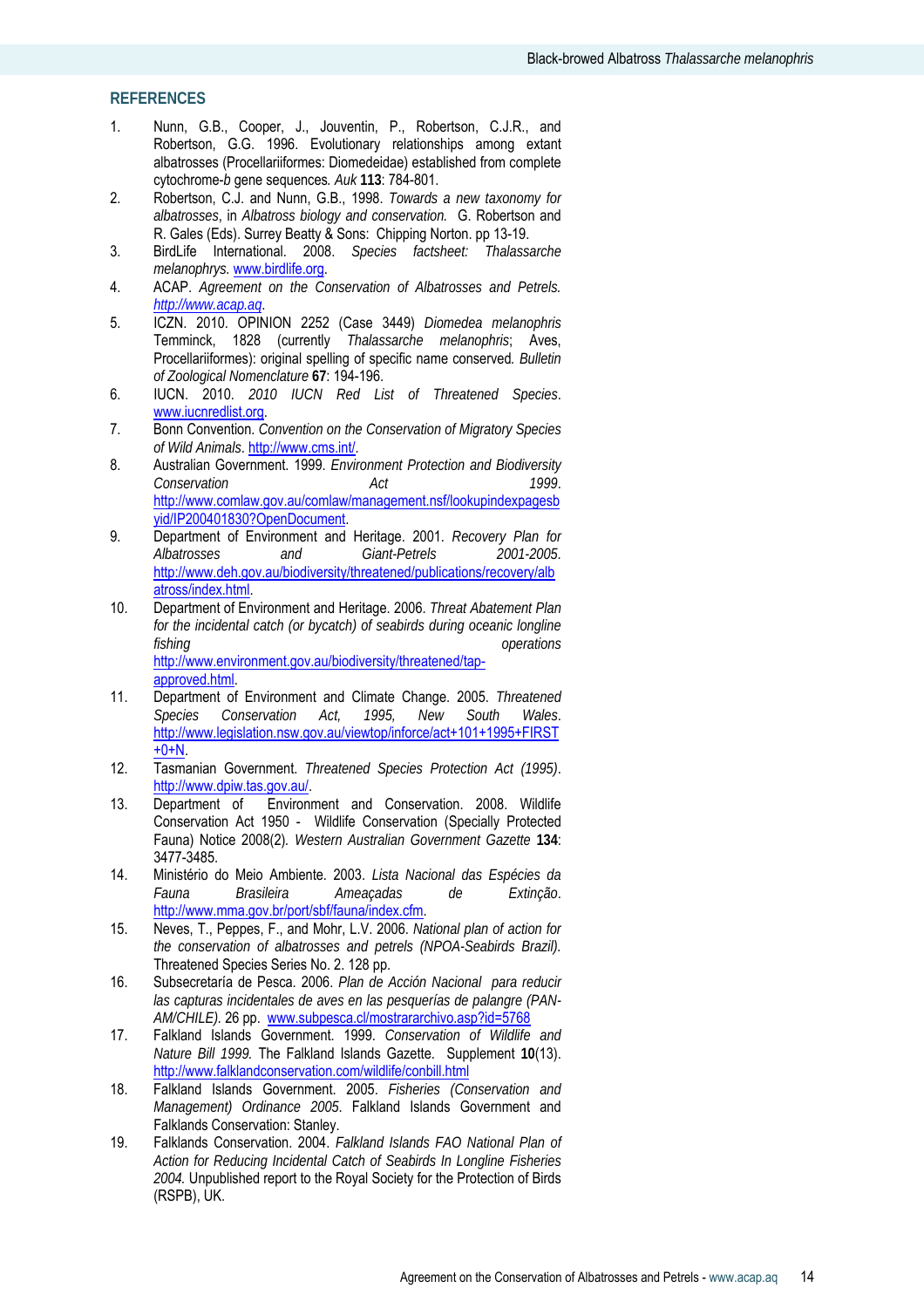## REFERENCES

1. Nunn, G.B., Cooper, J., Jouventin, P., Robertson, C.J.R., and Robertson, G.G. 1996. Evolutionary relationships among extant albatrosses (Procellariiformes: Diomedeidae) established from complete cytochrome-*b* gene sequences. *Auk* **113**: 784-801.
2. Robertson, C.J. and Nunn, G.B., 1998. *Towards a new taxonomy for albatrosses*, in *Albatross biology and conservation.* G. Robertson and R. Gales (Eds). Surrey Beatty & Sons: Chipping Norton. pp 13-19.
3. BirdLife International. 2008. *Species factsheet: Thalassarche melanophrys.* www.birdlife.org.
4. ACAP. *Agreement on the Conservation of Albatrosses and Petrels. http://www.acap.aq*.
5. ICZN. 2010. OPINION 2252 (Case 3449) *Diomedea melanophris* Temminck, 1828 (currently *Thalassarche melanophris*; Aves, Procellariiformes): original spelling of specific name conserved*. Bulletin of Zoological Nomenclature* **67**: 194-196.
6. IUCN. 2010. *2010 IUCN Red List of Threatened Species*. www.iucnredlist.org.
7. Bonn Convention. *Convention on the Conservation of Migratory Species of Wild Animals*. http://www.cms.int/.
8. Australian Government. 1999. *Environment Protection and Biodiversity Conservation Act 1999*. http://www.comlaw.gov.au/comlaw/management.nsf/lookupindexpagesbyid/IP200401830?OpenDocument.
9. Department of Environment and Heritage. 2001. *Recovery Plan for Albatrosses and Giant-Petrels 2001-2005*. http://www.deh.gov.au/biodiversity/threatened/publications/recovery/albatross/index.html.
10. Department of Environment and Heritage. 2006. *Threat Abatement Plan for the incidental catch (or bycatch) of seabirds during oceanic longline fishing operations* http://www.environment.gov.au/biodiversity/threatened/tap-approved.html.
11. Department of Environment and Climate Change. 2005. *Threatened Species Conservation Act, 1995, New South Wales*. http://www.legislation.nsw.gov.au/viewtop/inforce/act+101+1995+FIRST+0+N.
12. Tasmanian Government. *Threatened Species Protection Act (1995)*. http://www.dpiw.tas.gov.au/.
13. Department of Environment and Conservation. 2008. Wildlife Conservation Act 1950 - Wildlife Conservation (Specially Protected Fauna) Notice 2008(2)*. Western Australian Government Gazette* **134**: 3477-3485.
14. Ministério do Meio Ambiente. 2003. *Lista Nacional das Espécies da Fauna Brasileira Ameaçadas de Extinção*. http://www.mma.gov.br/port/sbf/fauna/index.cfm.
15. Neves, T., Peppes, F., and Mohr, L.V. 2006. *National plan of action for the conservation of albatrosses and petrels (NPOA-Seabirds Brazil).* Threatened Species Series No. 2. 128 pp.
16. Subsecretaría de Pesca. 2006. *Plan de Acción Nacional para reducir las capturas incidentales de aves en las pesquerías de palangre (PAN-AM/CHILE).* 26 pp. www.subpesca.cl/mostrararchivo.asp?id=5768
17. Falkland Islands Government. 1999. *Conservation of Wildlife and Nature Bill 1999.* The Falkland Islands Gazette. Supplement **10**(13). http://www.falklandconservation.com/wildlife/conbill.html
18. Falkland Islands Government. 2005. *Fisheries (Conservation and Management) Ordinance 2005*. Falkland Islands Government and Falklands Conservation: Stanley.
19. Falklands Conservation. 2004. *Falkland Islands FAO National Plan of Action for Reducing Incidental Catch of Seabirds In Longline Fisheries 2004.* Unpublished report to the Royal Society for the Protection of Birds (RSPB), UK.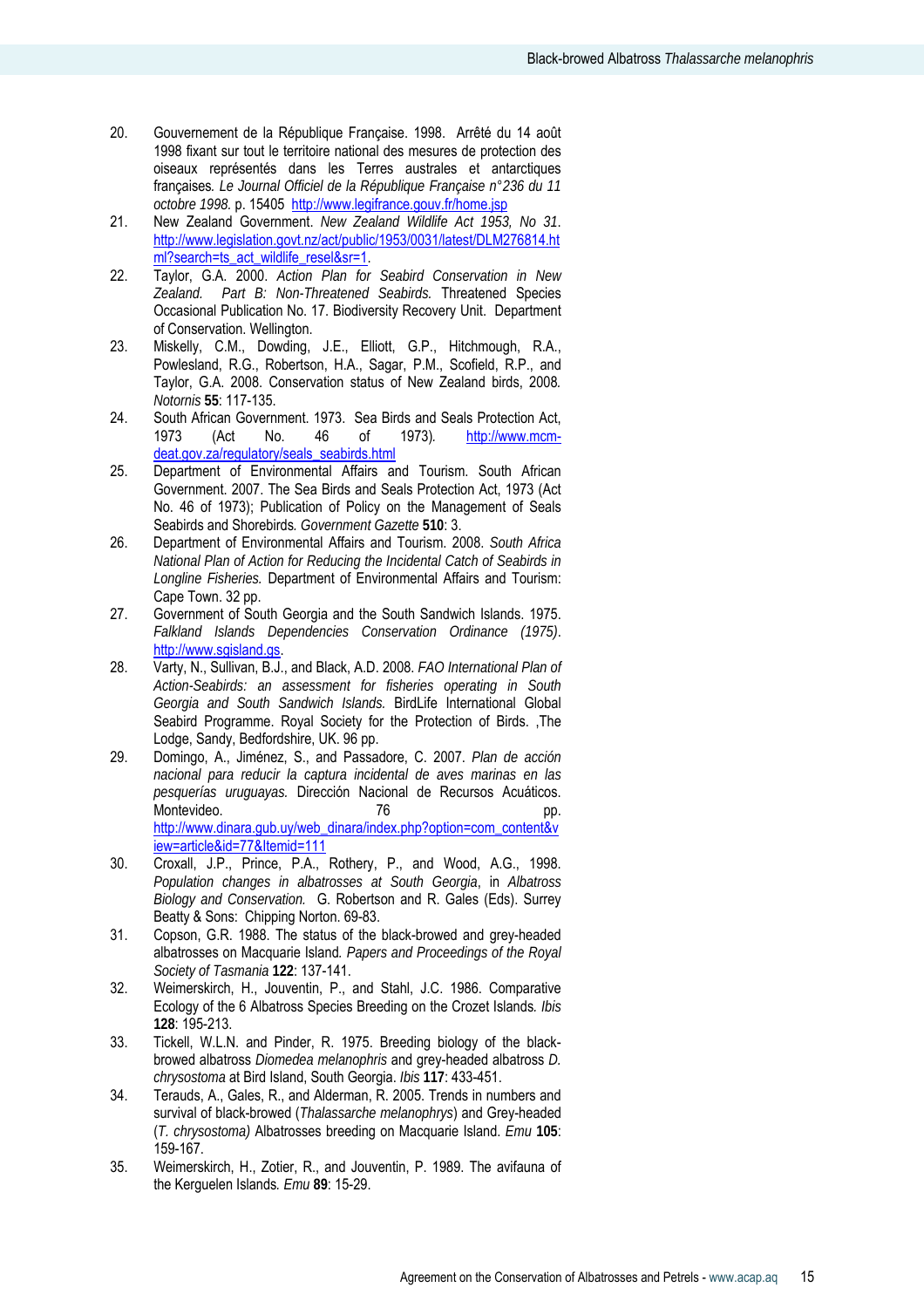20. Gouvernement de la République Française. 1998. Arrêté du 14 août 1998 fixant sur tout le territoire national des mesures de protection des oiseaux représentés dans les Terres australes et antarctiques françaises. *Le Journal Officiel de la République Française n°236 du 11 octobre 1998.* p. 15405 http://www.legifrance.gouv.fr/home.jsp
21. New Zealand Government. *New Zealand Wildlife Act 1953, No 31*. http://www.legislation.govt.nz/act/public/1953/0031/latest/DLM276814.html?search=ts_act_wildlife_resel&sr=1.
22. Taylor, G.A. 2000. *Action Plan for Seabird Conservation in New Zealand. Part B: Non-Threatened Seabirds.* Threatened Species Occasional Publication No. 17. Biodiversity Recovery Unit. Department of Conservation. Wellington.
23. Miskelly, C.M., Dowding, J.E., Elliott, G.P., Hitchmough, R.A., Powlesland, R.G., Robertson, H.A., Sagar, P.M., Scofield, R.P., and Taylor, G.A. 2008. Conservation status of New Zealand birds, 2008. *Notornis* **55**: 117-135.
24. South African Government. 1973. Sea Birds and Seals Protection Act, 1973 (Act No. 46 of 1973). http://www.mcm-deat.gov.za/regulatory/seals_seabirds.html
25. Department of Environmental Affairs and Tourism. South African Government. 2007. The Sea Birds and Seals Protection Act, 1973 (Act No. 46 of 1973); Publication of Policy on the Management of Seals Seabirds and Shorebirds. *Government Gazette* **510**: 3.
26. Department of Environmental Affairs and Tourism. 2008. *South Africa National Plan of Action for Reducing the Incidental Catch of Seabirds in Longline Fisheries.* Department of Environmental Affairs and Tourism: Cape Town. 32 pp.
27. Government of South Georgia and the South Sandwich Islands. 1975. *Falkland Islands Dependencies Conservation Ordinance (1975)*. http://www.sgisland.gs.
28. Varty, N., Sullivan, B.J., and Black, A.D. 2008. *FAO International Plan of Action-Seabirds: an assessment for fisheries operating in South Georgia and South Sandwich Islands.* BirdLife International Global Seabird Programme. Royal Society for the Protection of Birds. ,The Lodge, Sandy, Bedfordshire, UK. 96 pp.
29. Domingo, A., Jiménez, S., and Passadore, C. 2007. *Plan de acción nacional para reducir la captura incidental de aves marinas en las pesquerías uruguayas.* Dirección Nacional de Recursos Acuáticos. Montevideo. 76 pp. http://www.dinara.gub.uy/web_dinara/index.php?option=com_content&view=article&id=77&Itemid=111
30. Croxall, J.P., Prince, P.A., Rothery, P., and Wood, A.G., 1998. *Population changes in albatrosses at South Georgia*, in *Albatross Biology and Conservation.* G. Robertson and R. Gales (Eds). Surrey Beatty & Sons: Chipping Norton. 69-83.
31. Copson, G.R. 1988. The status of the black-browed and grey-headed albatrosses on Macquarie Island. *Papers and Proceedings of the Royal Society of Tasmania* **122**: 137-141.
32. Weimerskirch, H., Jouventin, P., and Stahl, J.C. 1986. Comparative Ecology of the 6 Albatross Species Breeding on the Crozet Islands. *Ibis* **128**: 195-213.
33. Tickell, W.L.N. and Pinder, R. 1975. Breeding biology of the black-browed albatross *Diomedea melanophris* and grey-headed albatross *D. chrysostoma* at Bird Island, South Georgia. *Ibis* **117**: 433-451.
34. Terauds, A., Gales, R., and Alderman, R. 2005. Trends in numbers and survival of black-browed (*Thalassarche melanophrys*) and Grey-headed (*T. chrysostoma)* Albatrosses breeding on Macquarie Island. *Emu* **105**: 159-167.
35. Weimerskirch, H., Zotier, R., and Jouventin, P. 1989. The avifauna of the Kerguelen Islands. *Emu* **89**: 15-29.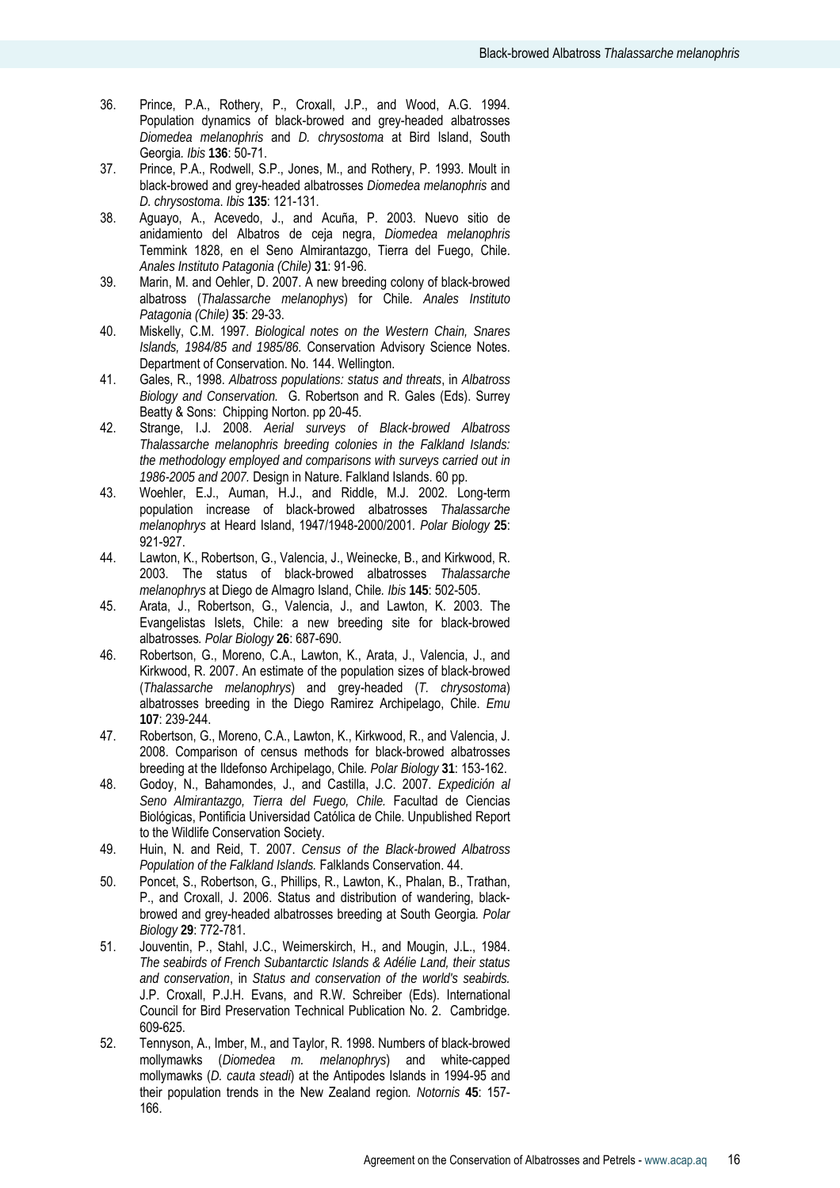36. Prince, P.A., Rothery, P., Croxall, J.P., and Wood, A.G. 1994. Population dynamics of black-browed and grey-headed albatrosses *Diomedea melanophris* and *D. chrysostoma* at Bird Island, South Georgia. *Ibis* **136**: 50-71.
37. Prince, P.A., Rodwell, S.P., Jones, M., and Rothery, P. 1993. Moult in black-browed and grey-headed albatrosses *Diomedea melanophris* and *D. chrysostoma*. *Ibis* **135**: 121-131.
38. Aguayo, A., Acevedo, J., and Acuña, P. 2003. Nuevo sitio de anidamiento del Albatros de ceja negra, *Diomedea melanophris* Temmink 1828, en el Seno Almirantazgo, Tierra del Fuego, Chile. *Anales Instituto Patagonia (Chile)* **31**: 91-96.
39. Marin, M. and Oehler, D. 2007. A new breeding colony of black-browed albatross (*Thalassarche melanophys*) for Chile. *Anales Instituto Patagonia (Chile)* **35**: 29-33.
40. Miskelly, C.M. 1997. *Biological notes on the Western Chain, Snares Islands, 1984/85 and 1985/86.* Conservation Advisory Science Notes. Department of Conservation. No. 144. Wellington.
41. Gales, R., 1998. *Albatross populations: status and threats*, in *Albatross Biology and Conservation.* G. Robertson and R. Gales (Eds). Surrey Beatty & Sons: Chipping Norton. pp 20-45.
42. Strange, I.J. 2008. *Aerial surveys of Black-browed Albatross Thalassarche melanophris breeding colonies in the Falkland Islands: the methodology employed and comparisons with surveys carried out in 1986-2005 and 2007.* Design in Nature. Falkland Islands. 60 pp.
43. Woehler, E.J., Auman, H.J., and Riddle, M.J. 2002. Long-term population increase of black-browed albatrosses *Thalassarche melanophrys* at Heard Island, 1947/1948-2000/2001. *Polar Biology* **25**: 921-927.
44. Lawton, K., Robertson, G., Valencia, J., Weinecke, B., and Kirkwood, R. 2003. The status of black-browed albatrosses *Thalassarche melanophrys* at Diego de Almagro Island, Chile. *Ibis* **145**: 502-505.
45. Arata, J., Robertson, G., Valencia, J., and Lawton, K. 2003. The Evangelistas Islets, Chile: a new breeding site for black-browed albatrosses. *Polar Biology* **26**: 687-690.
46. Robertson, G., Moreno, C.A., Lawton, K., Arata, J., Valencia, J., and Kirkwood, R. 2007. An estimate of the population sizes of black-browed (*Thalassarche melanophrys*) and grey-headed (*T. chrysostoma*) albatrosses breeding in the Diego Ramirez Archipelago, Chile. *Emu* **107**: 239-244.
47. Robertson, G., Moreno, C.A., Lawton, K., Kirkwood, R., and Valencia, J. 2008. Comparison of census methods for black-browed albatrosses breeding at the Ildefonso Archipelago, Chile. *Polar Biology* **31**: 153-162.
48. Godoy, N., Bahamondes, J., and Castilla, J.C. 2007. *Expedición al Seno Almirantazgo, Tierra del Fuego, Chile.* Facultad de Ciencias Biológicas, Pontificia Universidad Católica de Chile. Unpublished Report to the Wildlife Conservation Society.
49. Huin, N. and Reid, T. 2007. *Census of the Black-browed Albatross Population of the Falkland Islands.* Falklands Conservation. 44.
50. Poncet, S., Robertson, G., Phillips, R., Lawton, K., Phalan, B., Trathan, P., and Croxall, J. 2006. Status and distribution of wandering, black-browed and grey-headed albatrosses breeding at South Georgia. *Polar Biology* **29**: 772-781.
51. Jouventin, P., Stahl, J.C., Weimerskirch, H., and Mougin, J.L., 1984. *The seabirds of French Subantarctic Islands & Adélie Land, their status and conservation*, in *Status and conservation of the world's seabirds.* J.P. Croxall, P.J.H. Evans, and R.W. Schreiber (Eds). International Council for Bird Preservation Technical Publication No. 2. Cambridge. 609-625.
52. Tennyson, A., Imber, M., and Taylor, R. 1998. Numbers of black-browed mollymawks (*Diomedea m. melanophrys*) and white-capped mollymawks (*D. cauta steadi*) at the Antipodes Islands in 1994-95 and their population trends in the New Zealand region. *Notornis* **45**: 157-166.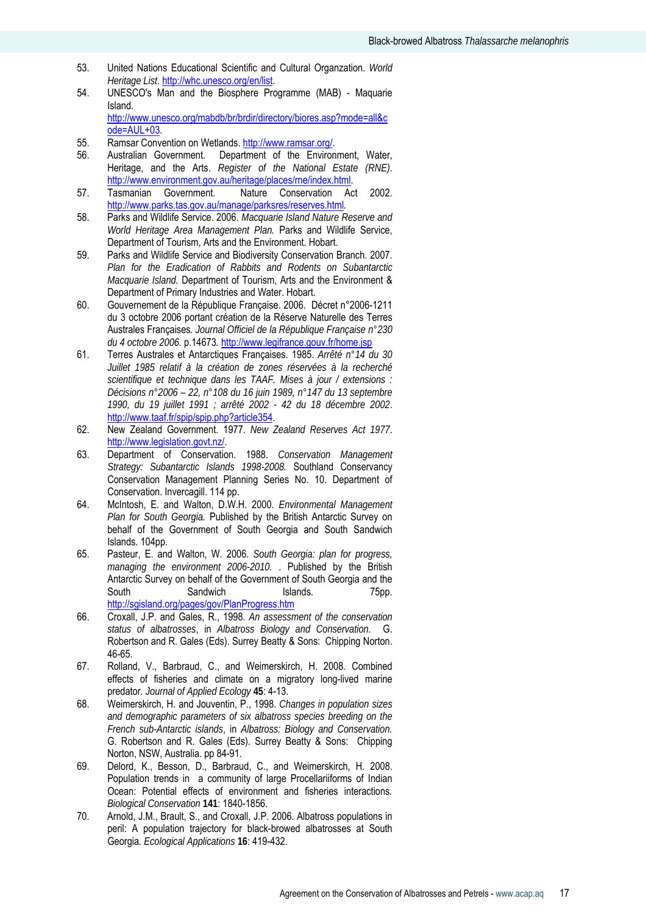53. United Nations Educational Scientific and Cultural Organzation. *World Heritage List*. http://whc.unesco.org/en/list.
54. UNESCO's Man and the Biosphere Programme (MAB) - Maquarie Island. http://www.unesco.org/mabdb/br/brdir/directory/biores.asp?mode=all&code=AUL+03.
55. Ramsar Convention on Wetlands. http://www.ramsar.org/.
56. Australian Government. Department of the Environment, Water, Heritage, and the Arts. *Register of the National Estate (RNE)*. http://www.environment.gov.au/heritage/places/rne/index.html.
57. Tasmanian Government. Nature Conservation Act 2002. http://www.parks.tas.gov.au/manage/parksres/reserves.html.
58. Parks and Wildlife Service. 2006. *Macquarie Island Nature Reserve and World Heritage Area Management Plan.* Parks and Wildlife Service, Department of Tourism, Arts and the Environment. Hobart.
59. Parks and Wildlife Service and Biodiversity Conservation Branch. 2007. *Plan for the Eradication of Rabbits and Rodents on Subantarctic Macquarie Island.* Department of Tourism, Arts and the Environment & Department of Primary Industries and Water. Hobart.
60. Gouvernement de la République Française. 2006. Décret n°2006-1211 du 3 octobre 2006 portant création de la Réserve Naturelle des Terres Australes Françaises. *Journal Officiel de la République Française n°230 du 4 octobre 2006.* p.14673. http://www.legifrance.gouv.fr/home.jsp
61. Terres Australes et Antarctiques Françaises. 1985. *Arrêté n°14 du 30 Juillet 1985 relatif à la création de zones réservées à la recherché scientifique et technique dans les TAAF. Mises à jour / extensions : Décisions n°2006 – 22, n°108 du 16 juin 1989, n°147 du 13 septembre 1990, du 19 juillet 1991 ; arrêté 2002 - 42 du 18 décembre 2002*. http://www.taaf.fr/spip/spip.php?article354.
62. New Zealand Government. 1977. *New Zealand Reserves Act 1977*. http://www.legislation.govt.nz/.
63. Department of Conservation. 1988. *Conservation Management Strategy: Subantarctic Islands 1998-2008.* Southland Conservancy Conservation Management Planning Series No. 10. Department of Conservation. Invercagill. 114 pp.
64. McIntosh, E. and Walton, D.W.H. 2000. *Environmental Management Plan for South Georgia.* Published by the British Antarctic Survey on behalf of the Government of South Georgia and South Sandwich Islands. 104pp.
65. Pasteur, E. and Walton, W. 2006. *South Georgia: plan for progress, managing the environment 2006-2010.* . Published by the British Antarctic Survey on behalf of the Government of South Georgia and the South Sandwich Islands. 75pp. http://sgisland.org/pages/gov/PlanProgress.htm
66. Croxall, J.P. and Gales, R., 1998. *An assessment of the conservation status of albatrosses*, in *Albatross Biology and Conservation.* G. Robertson and R. Gales (Eds). Surrey Beatty & Sons: Chipping Norton. 46-65.
67. Rolland, V., Barbraud, C., and Weimerskirch, H. 2008. Combined effects of fisheries and climate on a migratory long-lived marine predator. *Journal of Applied Ecology* **45**: 4-13.
68. Weimerskirch, H. and Jouventin, P., 1998. *Changes in population sizes and demographic parameters of six albatross species breeding on the French sub-Antarctic islands*, in *Albatross: Biology and Conservation.* G. Robertson and R. Gales (Eds). Surrey Beatty & Sons: Chipping Norton, NSW, Australia. pp 84-91.
69. Delord, K., Besson, D., Barbraud, C., and Weimerskirch, H. 2008. Population trends in a community of large Procellariiforms of Indian Ocean: Potential effects of environment and fisheries interactions. *Biological Conservation* **141**: 1840-1856.
70. Arnold, J.M., Brault, S., and Croxall, J.P. 2006. Albatross populations in peril: A population trajectory for black-browed albatrosses at South Georgia. *Ecological Applications* **16**: 419-432.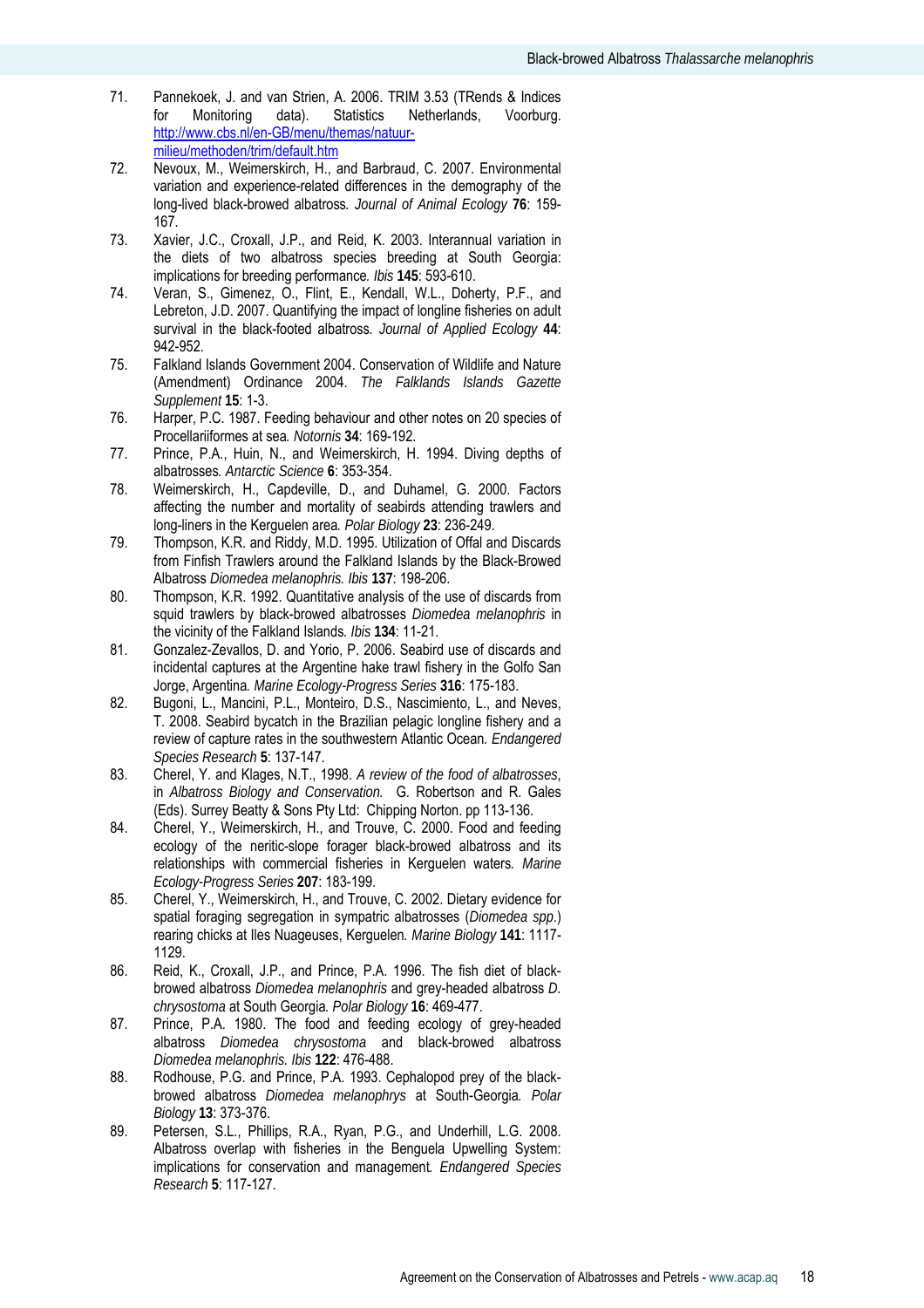71. Pannekoek, J. and van Strien, A. 2006. TRIM 3.53 (TRends & Indices for Monitoring data). Statistics Netherlands, Voorburg. http://www.cbs.nl/en-GB/menu/themas/natuur-milieu/methoden/trim/default.htm
72. Nevoux, M., Weimerskirch, H., and Barbraud, C. 2007. Environmental variation and experience-related differences in the demography of the long-lived black-browed albatross. *Journal of Animal Ecology* **76**: 159-167.
73. Xavier, J.C., Croxall, J.P., and Reid, K. 2003. Interannual variation in the diets of two albatross species breeding at South Georgia: implications for breeding performance. *Ibis* **145**: 593-610.
74. Veran, S., Gimenez, O., Flint, E., Kendall, W.L., Doherty, P.F., and Lebreton, J.D. 2007. Quantifying the impact of longline fisheries on adult survival in the black-footed albatross. *Journal of Applied Ecology* **44**: 942-952.
75. Falkland Islands Government 2004. Conservation of Wildlife and Nature (Amendment) Ordinance 2004. *The Falklands Islands Gazette Supplement* **15**: 1-3.
76. Harper, P.C. 1987. Feeding behaviour and other notes on 20 species of Procellariiformes at sea. *Notornis* **34**: 169-192.
77. Prince, P.A., Huin, N., and Weimerskirch, H. 1994. Diving depths of albatrosses. *Antarctic Science* **6**: 353-354.
78. Weimerskirch, H., Capdeville, D., and Duhamel, G. 2000. Factors affecting the number and mortality of seabirds attending trawlers and long-liners in the Kerguelen area. *Polar Biology* **23**: 236-249.
79. Thompson, K.R. and Riddy, M.D. 1995. Utilization of Offal and Discards from Finfish Trawlers around the Falkland Islands by the Black-Browed Albatross *Diomedea melanophris*. *Ibis* **137**: 198-206.
80. Thompson, K.R. 1992. Quantitative analysis of the use of discards from squid trawlers by black-browed albatrosses *Diomedea melanophris* in the vicinity of the Falkland Islands. *Ibis* **134**: 11-21.
81. Gonzalez-Zevallos, D. and Yorio, P. 2006. Seabird use of discards and incidental captures at the Argentine hake trawl fishery in the Golfo San Jorge, Argentina. *Marine Ecology-Progress Series* **316**: 175-183.
82. Bugoni, L., Mancini, P.L., Monteiro, D.S., Nascimiento, L., and Neves, T. 2008. Seabird bycatch in the Brazilian pelagic longline fishery and a review of capture rates in the southwestern Atlantic Ocean. *Endangered Species Research* **5**: 137-147.
83. Cherel, Y. and Klages, N.T., 1998. *A review of the food of albatrosses*, in *Albatross Biology and Conservation.* G. Robertson and R. Gales (Eds). Surrey Beatty & Sons Pty Ltd: Chipping Norton. pp 113-136.
84. Cherel, Y., Weimerskirch, H., and Trouve, C. 2000. Food and feeding ecology of the neritic-slope forager black-browed albatross and its relationships with commercial fisheries in Kerguelen waters. *Marine Ecology-Progress Series* **207**: 183-199.
85. Cherel, Y., Weimerskirch, H., and Trouve, C. 2002. Dietary evidence for spatial foraging segregation in sympatric albatrosses (*Diomedea spp*.) rearing chicks at Iles Nuageuses, Kerguelen. *Marine Biology* **141**: 1117-1129.
86. Reid, K., Croxall, J.P., and Prince, P.A. 1996. The fish diet of black-browed albatross *Diomedea melanophris* and grey-headed albatross *D. chrysostoma* at South Georgia. *Polar Biology* **16**: 469-477.
87. Prince, P.A. 1980. The food and feeding ecology of grey-headed albatross *Diomedea chrysostoma* and black-browed albatross *Diomedea melanophris*. *Ibis* **122**: 476-488.
88. Rodhouse, P.G. and Prince, P.A. 1993. Cephalopod prey of the black-browed albatross *Diomedea melanophrys* at South-Georgia. *Polar Biology* **13**: 373-376.
89. Petersen, S.L., Phillips, R.A., Ryan, P.G., and Underhill, L.G. 2008. Albatross overlap with fisheries in the Benguela Upwelling System: implications for conservation and management. *Endangered Species Research* **5**: 117-127.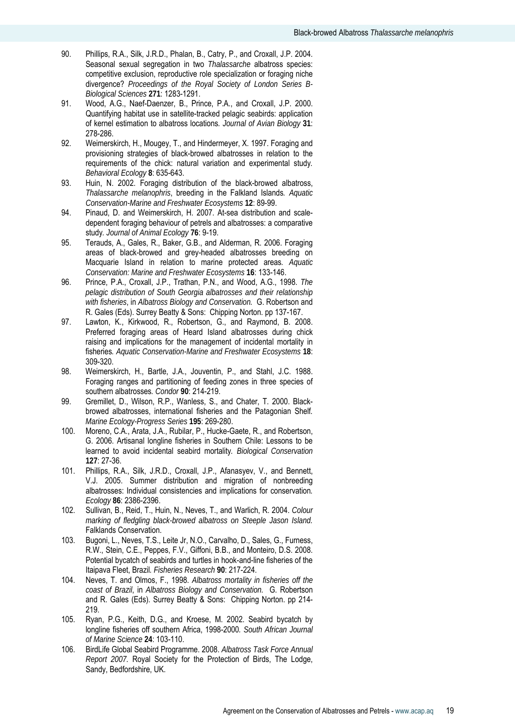90. Phillips, R.A., Silk, J.R.D., Phalan, B., Catry, P., and Croxall, J.P. 2004. Seasonal sexual segregation in two *Thalassarche* albatross species: competitive exclusion, reproductive role specialization or foraging niche divergence? *Proceedings of the Royal Society of London Series B-Biological Sciences* **271**: 1283-1291.
91. Wood, A.G., Naef-Daenzer, B., Prince, P.A., and Croxall, J.P. 2000. Quantifying habitat use in satellite-tracked pelagic seabirds: application of kernel estimation to albatross locations. *Journal of Avian Biology* **31**: 278-286.
92. Weimerskirch, H., Mougey, T., and Hindermeyer, X. 1997. Foraging and provisioning strategies of black-browed albatrosses in relation to the requirements of the chick: natural variation and experimental study. *Behavioral Ecology* **8**: 635-643.
93. Huin, N. 2002. Foraging distribution of the black-browed albatross, *Thalassarche melanophris*, breeding in the Falkland Islands. *Aquatic Conservation-Marine and Freshwater Ecosystems* **12**: 89-99.
94. Pinaud, D. and Weimerskirch, H. 2007. At-sea distribution and scale-dependent foraging behaviour of petrels and albatrosses: a comparative study. *Journal of Animal Ecology* **76**: 9-19.
95. Terauds, A., Gales, R., Baker, G.B., and Alderman, R. 2006. Foraging areas of black-browed and grey-headed albatrosses breeding on Macquarie Island in relation to marine protected areas. *Aquatic Conservation: Marine and Freshwater Ecosystems* **16**: 133-146.
96. Prince, P.A., Croxall, J.P., Trathan, P.N., and Wood, A.G., 1998. *The pelagic distribution of South Georgia albatrosses and their relationship with fisheries*, in *Albatross Biology and Conservation.* G. Robertson and R. Gales (Eds). Surrey Beatty & Sons: Chipping Norton. pp 137-167.
97. Lawton, K., Kirkwood, R., Robertson, G., and Raymond, B. 2008. Preferred foraging areas of Heard Island albatrosses during chick raising and implications for the management of incidental mortality in fisheries. *Aquatic Conservation-Marine and Freshwater Ecosystems* **18**: 309-320.
98. Weimerskirch, H., Bartle, J.A., Jouventin, P., and Stahl, J.C. 1988. Foraging ranges and partitioning of feeding zones in three species of southern albatrosses. *Condor* **90**: 214-219.
99. Gremillet, D., Wilson, R.P., Wanless, S., and Chater, T. 2000. Black-browed albatrosses, international fisheries and the Patagonian Shelf. *Marine Ecology-Progress Series* **195**: 269-280.
100. Moreno, C.A., Arata, J.A., Rubilar, P., Hucke-Gaete, R., and Robertson, G. 2006. Artisanal longline fisheries in Southern Chile: Lessons to be learned to avoid incidental seabird mortality. *Biological Conservation* **127**: 27-36.
101. Phillips, R.A., Silk, J.R.D., Croxall, J.P., Afanasyev, V., and Bennett, V.J. 2005. Summer distribution and migration of nonbreeding albatrosses: Individual consistencies and implications for conservation. *Ecology* **86**: 2386-2396.
102. Sullivan, B., Reid, T., Huin, N., Neves, T., and Warlich, R. 2004. *Colour marking of fledgling black-browed albatross on Steeple Jason Island.* Falklands Conservation.
103. Bugoni, L., Neves, T.S., Leite Jr, N.O., Carvalho, D., Sales, G., Furness, R.W., Stein, C.E., Peppes, F.V., Giffoni, B.B., and Monteiro, D.S. 2008. Potential bycatch of seabirds and turtles in hook-and-line fisheries of the Itaipava Fleet, Brazil. *Fisheries Research* **90**: 217-224.
104. Neves, T. and Olmos, F., 1998. *Albatross mortality in fisheries off the coast of Brazil*, in *Albatross Biology and Conservation.* G. Robertson and R. Gales (Eds). Surrey Beatty & Sons: Chipping Norton. pp 214-219.
105. Ryan, P.G., Keith, D.G., and Kroese, M. 2002. Seabird bycatch by longline fisheries off southern Africa, 1998-2000. *South African Journal of Marine Science* **24**: 103-110.
106. BirdLife Global Seabird Programme. 2008. *Albatross Task Force Annual Report 2007.* Royal Society for the Protection of Birds, The Lodge, Sandy, Bedfordshire, UK.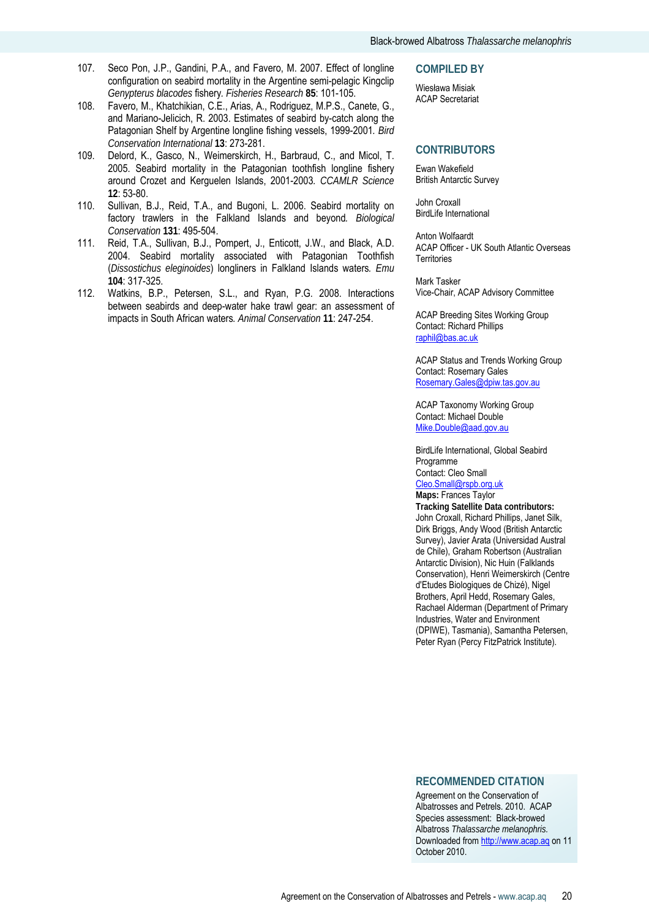107. Seco Pon, J.P., Gandini, P.A., and Favero, M. 2007. Effect of longline configuration on seabird mortality in the Argentine semi-pelagic Kingclip *Genypterus blacodes* fishery. *Fisheries Research* **85**: 101-105.
108. Favero, M., Khatchikian, C.E., Arias, A., Rodriguez, M.P.S., Canete, G., and Mariano-Jelicich, R. 2003. Estimates of seabird by-catch along the Patagonian Shelf by Argentine longline fishing vessels, 1999-2001. *Bird Conservation International* **13**: 273-281.
109. Delord, K., Gasco, N., Weimerskirch, H., Barbraud, C., and Micol, T. 2005. Seabird mortality in the Patagonian toothfish longline fishery around Crozet and Kerguelen Islands, 2001-2003. *CCAMLR Science* **12**: 53-80.
110. Sullivan, B.J., Reid, T.A., and Bugoni, L. 2006. Seabird mortality on factory trawlers in the Falkland Islands and beyond. *Biological Conservation* **131**: 495-504.
111. Reid, T.A., Sullivan, B.J., Pompert, J., Enticott, J.W., and Black, A.D. 2004. Seabird mortality associated with Patagonian Toothfish (*Dissostichus eleginoides*) longliners in Falkland Islands waters. *Emu* **104**: 317-325.
112. Watkins, B.P., Petersen, S.L., and Ryan, P.G. 2008. Interactions between seabirds and deep-water hake trawl gear: an assessment of impacts in South African waters. *Animal Conservation* **11**: 247-254.

## COMPILED BY

Wiesława Misiak
ACAP Secretariat

## CONTRIBUTORS

Ewan Wakefield
British Antarctic Survey

John Croxall
BirdLife International

Anton Wolfaardt
ACAP Officer - UK South Atlantic Overseas Territories

Mark Tasker
Vice-Chair, ACAP Advisory Committee

ACAP Breeding Sites Working Group
Contact: Richard Phillips
raphil@bas.ac.uk

ACAP Status and Trends Working Group
Contact: Rosemary Gales
Rosemary.Gales@dpiw.tas.gov.au

ACAP Taxonomy Working Group
Contact: Michael Double
Mike.Double@aad.gov.au

BirdLife International, Global Seabird Programme
Contact: Cleo Small
Cleo.Small@rspb.org.uk
**Maps:** Frances Taylor
**Tracking Satellite Data contributors:** John Croxall, Richard Phillips, Janet Silk, Dirk Briggs, Andy Wood (British Antarctic Survey), Javier Arata (Universidad Austral de Chile), Graham Robertson (Australian Antarctic Division), Nic Huin (Falklands Conservation), Henri Weimerskirch (Centre d'Etudes Biologiques de Chizé), Nigel Brothers, April Hedd, Rosemary Gales, Rachael Alderman (Department of Primary Industries, Water and Environment (DPIWE), Tasmania), Samantha Petersen, Peter Ryan (Percy FitzPatrick Institute).

## RECOMMENDED CITATION

Agreement on the Conservation of Albatrosses and Petrels. 2010. ACAP Species assessment: Black-browed Albatross *Thalassarche melanophris*. Downloaded from http://www.acap.aq on 11 October 2010.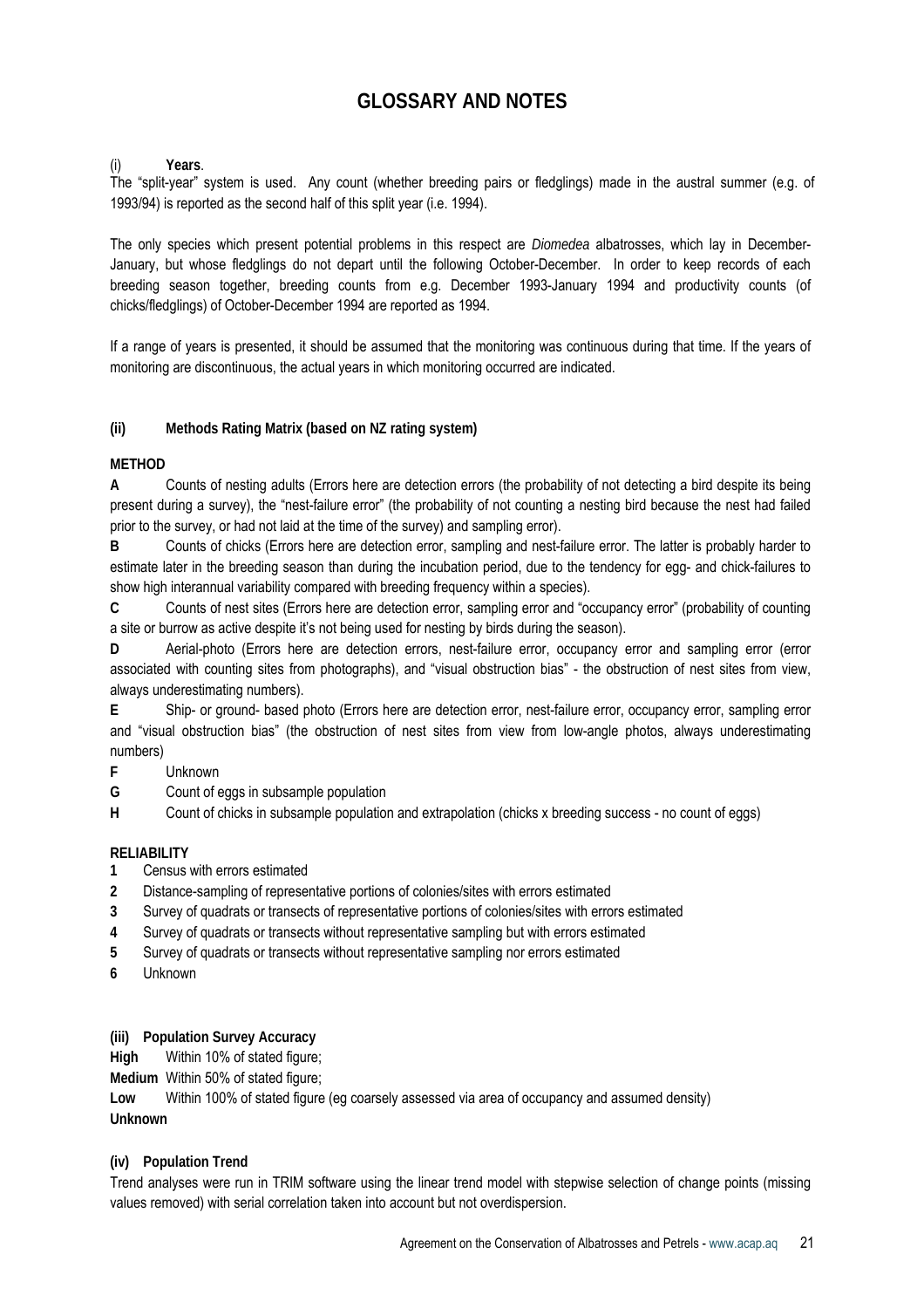# GLOSSARY AND NOTES

(i) **Years**.

The "split-year" system is used. Any count (whether breeding pairs or fledglings) made in the austral summer (e.g. of 1993/94) is reported as the second half of this split year (i.e. 1994).

The only species which present potential problems in this respect are *Diomedea* albatrosses, which lay in December-January, but whose fledglings do not depart until the following October-December. In order to keep records of each breeding season together, breeding counts from e.g. December 1993-January 1994 and productivity counts (of chicks/fledglings) of October-December 1994 are reported as 1994.

If a range of years is presented, it should be assumed that the monitoring was continuous during that time. If the years of monitoring are discontinuous, the actual years in which monitoring occurred are indicated.

**(ii) Methods Rating Matrix (based on NZ rating system)**

**METHOD**

**A** Counts of nesting adults (Errors here are detection errors (the probability of not detecting a bird despite its being present during a survey), the "nest-failure error" (the probability of not counting a nesting bird because the nest had failed prior to the survey, or had not laid at the time of the survey) and sampling error).

**B** Counts of chicks (Errors here are detection error, sampling and nest-failure error. The latter is probably harder to estimate later in the breeding season than during the incubation period, due to the tendency for egg- and chick-failures to show high interannual variability compared with breeding frequency within a species).

**C** Counts of nest sites (Errors here are detection error, sampling error and "occupancy error" (probability of counting a site or burrow as active despite it's not being used for nesting by birds during the season).

**D** Aerial-photo (Errors here are detection errors, nest-failure error, occupancy error and sampling error (error associated with counting sites from photographs), and "visual obstruction bias" - the obstruction of nest sites from view, always underestimating numbers).

**E** Ship- or ground- based photo (Errors here are detection error, nest-failure error, occupancy error, sampling error and "visual obstruction bias" (the obstruction of nest sites from view from low-angle photos, always underestimating numbers)

**F** Unknown

**G** Count of eggs in subsample population

**H** Count of chicks in subsample population and extrapolation (chicks x breeding success - no count of eggs)

**RELIABILITY**

**1** Census with errors estimated

**2** Distance-sampling of representative portions of colonies/sites with errors estimated

**3** Survey of quadrats or transects of representative portions of colonies/sites with errors estimated

**4** Survey of quadrats or transects without representative sampling but with errors estimated

**5** Survey of quadrats or transects without representative sampling nor errors estimated

**6** Unknown

**(iii) Population Survey Accuracy**

**High** Within 10% of stated figure;

**Medium** Within 50% of stated figure;

**Low** Within 100% of stated figure (eg coarsely assessed via area of occupancy and assumed density)

**Unknown**

**(iv) Population Trend**

Trend analyses were run in TRIM software using the linear trend model with stepwise selection of change points (missing values removed) with serial correlation taken into account but not overdispersion.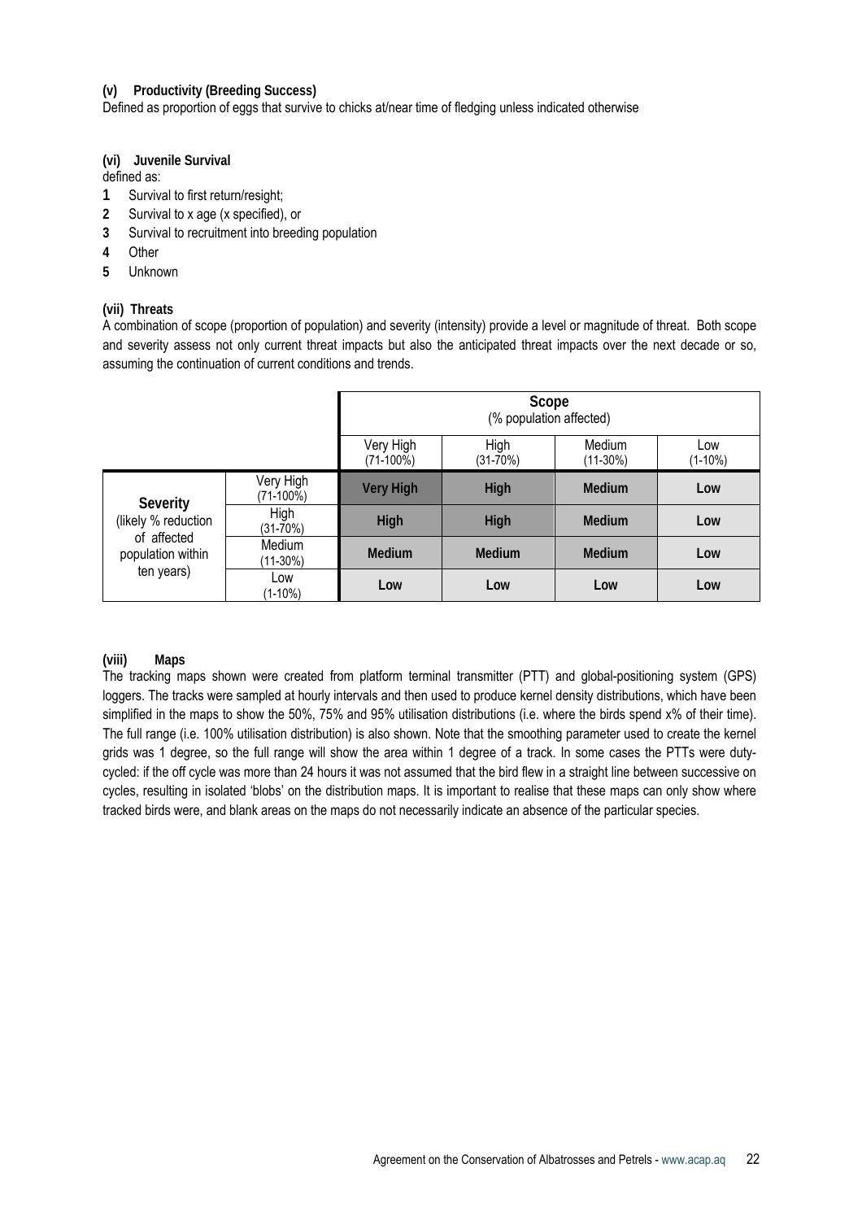**(v) Productivity (Breeding Success)**

Defined as proportion of eggs that survive to chicks at/near time of fledging unless indicated otherwise

**(vi) Juvenile Survival**

defined as:

1. Survival to first return/resight;
2. Survival to x age (x specified), or
3. Survival to recruitment into breeding population
4. Other
5. Unknown

**(vii) Threats**

A combination of scope (proportion of population) and severity (intensity) provide a level or magnitude of threat. Both scope and severity assess not only current threat impacts but also the anticipated threat impacts over the next decade or so, assuming the continuation of current conditions and trends.

| | | Scope (% population affected) | | | |
|---|---|---|---|---|---|
| | | Very High (71-100%) | High (31-70%) | Medium (11-30%) | Low (1-10%) |
| **Severity** (likely % reduction of affected population within ten years) | Very High (71-100%) | **Very High** | **High** | **Medium** | **Low** |
| | High (31-70%) | **High** | **High** | **Medium** | **Low** |
| | Medium (11-30%) | **Medium** | **Medium** | **Medium** | **Low** |
| | Low (1-10%) | **Low** | **Low** | **Low** | **Low** |

**(viii) Maps**

The tracking maps shown were created from platform terminal transmitter (PTT) and global-positioning system (GPS) loggers. The tracks were sampled at hourly intervals and then used to produce kernel density distributions, which have been simplified in the maps to show the 50%, 75% and 95% utilisation distributions (i.e. where the birds spend x% of their time). The full range (i.e. 100% utilisation distribution) is also shown. Note that the smoothing parameter used to create the kernel grids was 1 degree, so the full range will show the area within 1 degree of a track. In some cases the PTTs were duty-cycled: if the off cycle was more than 24 hours it was not assumed that the bird flew in a straight line between successive on cycles, resulting in isolated 'blobs' on the distribution maps. It is important to realise that these maps can only show where tracked birds were, and blank areas on the maps do not necessarily indicate an absence of the particular species.